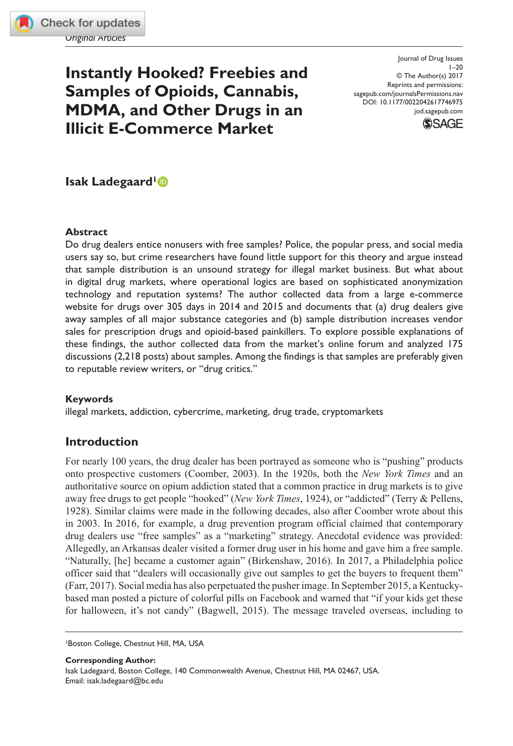*Original Articles*

# Instantly Hooked? Freebies and Samples of Opioids, Cannabis, MDMA, and Other Drugs in an Illicit E-Commerce Market

Journal of Drug Issues
1–20
© The Author(s) 2017
Reprints and permissions:
sagepub.com/journalsPermissions.nav
DOI: 10.1177/0022042617746975
jod.sagepub.com

**Isak Ladegaard**[1]

## Abstract

Do drug dealers entice nonusers with free samples? Police, the popular press, and social media users say so, but crime researchers have found little support for this theory and argue instead that sample distribution is an unsound strategy for illegal market business. But what about in digital drug markets, where operational logics are based on sophisticated anonymization technology and reputation systems? The author collected data from a large e-commerce website for drugs over 305 days in 2014 and 2015 and documents that (a) drug dealers give away samples of all major substance categories and (b) sample distribution increases vendor sales for prescription drugs and opioid-based painkillers. To explore possible explanations of these findings, the author collected data from the market's online forum and analyzed 175 discussions (2,218 posts) about samples. Among the findings is that samples are preferably given to reputable review writers, or "drug critics."

## Keywords

illegal markets, addiction, cybercrime, marketing, drug trade, cryptomarkets

## Introduction

For nearly 100 years, the drug dealer has been portrayed as someone who is "pushing" products onto prospective customers (Coomber, 2003). In the 1920s, both the *New York Times* and an authoritative source on opium addiction stated that a common practice in drug markets is to give away free drugs to get people "hooked" (*New York Times*, 1924), or "addicted" (Terry & Pellens, 1928). Similar claims were made in the following decades, also after Coomber wrote about this in 2003. In 2016, for example, a drug prevention program official claimed that contemporary drug dealers use "free samples" as a "marketing" strategy. Anecdotal evidence was provided: Allegedly, an Arkansas dealer visited a former drug user in his home and gave him a free sample. "Naturally, [he] became a customer again" (Birkenshaw, 2016). In 2017, a Philadelphia police officer said that "dealers will occasionally give out samples to get the buyers to frequent them" (Farr, 2017). Social media has also perpetuated the pusher image. In September 2015, a Kentucky-based man posted a picture of colorful pills on Facebook and warned that "if your kids get these for halloween, it's not candy" (Bagwell, 2015). The message traveled overseas, including to

[1]Boston College, Chestnut Hill, MA, USA

**Corresponding Author:**
Isak Ladegaard, Boston College, 140 Commonwealth Avenue, Chestnut Hill, MA 02467, USA.
Email: isak.ladegaard@bc.edu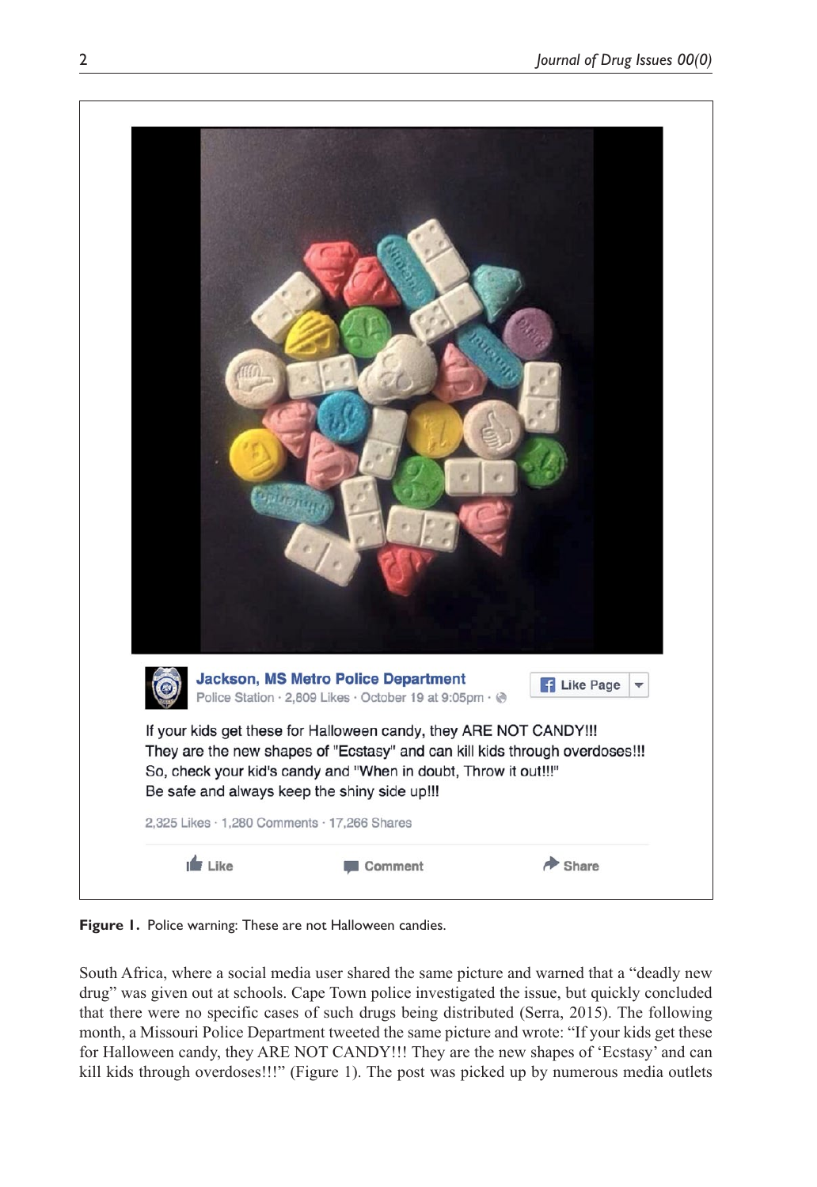If your kids get these for Halloween candy, they ARE NOT CANDY!!!
They are the new shapes of "Ecstasy" and can kill kids through overdoses!!!
So, check your kid's candy and "When in doubt, Throw it out!!!"
Be safe and always keep the shiny side up!!!

**Figure 1.** Police warning: These are not Halloween candies.

South Africa, where a social media user shared the same picture and warned that a "deadly new drug" was given out at schools. Cape Town police investigated the issue, but quickly concluded that there were no specific cases of such drugs being distributed (Serra, 2015). The following month, a Missouri Police Department tweeted the same picture and wrote: "If your kids get these for Halloween candy, they ARE NOT CANDY!!! They are the new shapes of 'Ecstasy' and can kill kids through overdoses!!!" (Figure 1). The post was picked up by numerous media outlets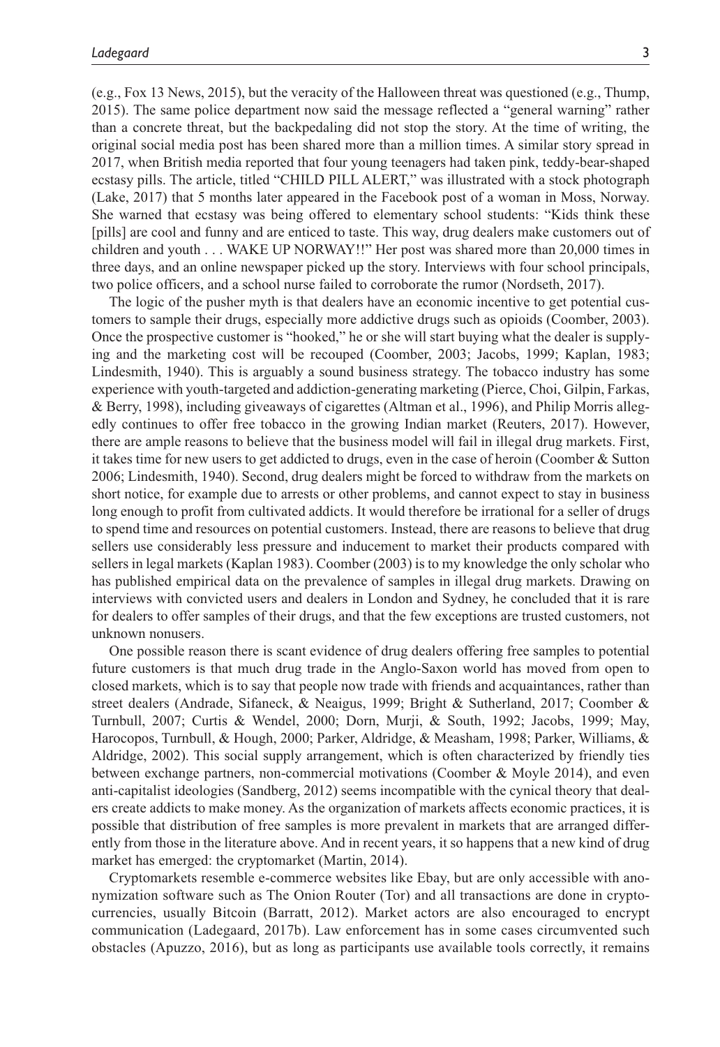(e.g., Fox 13 News, 2015), but the veracity of the Halloween threat was questioned (e.g., Thump, 2015). The same police department now said the message reflected a "general warning" rather than a concrete threat, but the backpedaling did not stop the story. At the time of writing, the original social media post has been shared more than a million times. A similar story spread in 2017, when British media reported that four young teenagers had taken pink, teddy-bear-shaped ecstasy pills. The article, titled "CHILD PILL ALERT," was illustrated with a stock photograph (Lake, 2017) that 5 months later appeared in the Facebook post of a woman in Moss, Norway. She warned that ecstasy was being offered to elementary school students: "Kids think these [pills] are cool and funny and are enticed to taste. This way, drug dealers make customers out of children and youth . . . WAKE UP NORWAY!!" Her post was shared more than 20,000 times in three days, and an online newspaper picked up the story. Interviews with four school principals, two police officers, and a school nurse failed to corroborate the rumor (Nordseth, 2017).

The logic of the pusher myth is that dealers have an economic incentive to get potential customers to sample their drugs, especially more addictive drugs such as opioids (Coomber, 2003). Once the prospective customer is "hooked," he or she will start buying what the dealer is supplying and the marketing cost will be recouped (Coomber, 2003; Jacobs, 1999; Kaplan, 1983; Lindesmith, 1940). This is arguably a sound business strategy. The tobacco industry has some experience with youth-targeted and addiction-generating marketing (Pierce, Choi, Gilpin, Farkas, & Berry, 1998), including giveaways of cigarettes (Altman et al., 1996), and Philip Morris allegedly continues to offer free tobacco in the growing Indian market (Reuters, 2017). However, there are ample reasons to believe that the business model will fail in illegal drug markets. First, it takes time for new users to get addicted to drugs, even in the case of heroin (Coomber & Sutton 2006; Lindesmith, 1940). Second, drug dealers might be forced to withdraw from the markets on short notice, for example due to arrests or other problems, and cannot expect to stay in business long enough to profit from cultivated addicts. It would therefore be irrational for a seller of drugs to spend time and resources on potential customers. Instead, there are reasons to believe that drug sellers use considerably less pressure and inducement to market their products compared with sellers in legal markets (Kaplan 1983). Coomber (2003) is to my knowledge the only scholar who has published empirical data on the prevalence of samples in illegal drug markets. Drawing on interviews with convicted users and dealers in London and Sydney, he concluded that it is rare for dealers to offer samples of their drugs, and that the few exceptions are trusted customers, not unknown nonusers.

One possible reason there is scant evidence of drug dealers offering free samples to potential future customers is that much drug trade in the Anglo-Saxon world has moved from open to closed markets, which is to say that people now trade with friends and acquaintances, rather than street dealers (Andrade, Sifaneck, & Neaigus, 1999; Bright & Sutherland, 2017; Coomber & Turnbull, 2007; Curtis & Wendel, 2000; Dorn, Murji, & South, 1992; Jacobs, 1999; May, Harocopos, Turnbull, & Hough, 2000; Parker, Aldridge, & Measham, 1998; Parker, Williams, & Aldridge, 2002). This social supply arrangement, which is often characterized by friendly ties between exchange partners, non-commercial motivations (Coomber & Moyle 2014), and even anti-capitalist ideologies (Sandberg, 2012) seems incompatible with the cynical theory that dealers create addicts to make money. As the organization of markets affects economic practices, it is possible that distribution of free samples is more prevalent in markets that are arranged differently from those in the literature above. And in recent years, it so happens that a new kind of drug market has emerged: the cryptomarket (Martin, 2014).

Cryptomarkets resemble e-commerce websites like Ebay, but are only accessible with anonymization software such as The Onion Router (Tor) and all transactions are done in cryptocurrencies, usually Bitcoin (Barratt, 2012). Market actors are also encouraged to encrypt communication (Ladegaard, 2017b). Law enforcement has in some cases circumvented such obstacles (Apuzzo, 2016), but as long as participants use available tools correctly, it remains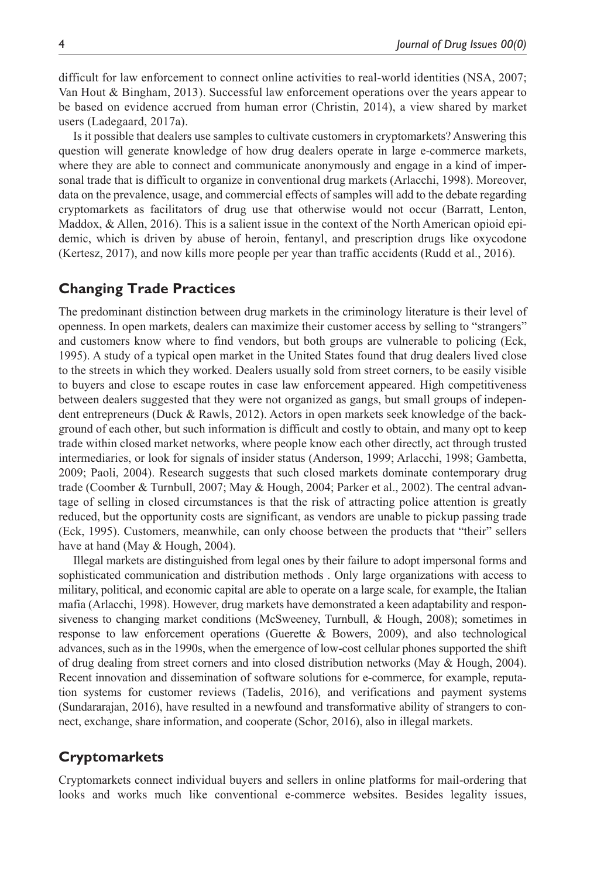difficult for law enforcement to connect online activities to real-world identities (NSA, 2007; Van Hout & Bingham, 2013). Successful law enforcement operations over the years appear to be based on evidence accrued from human error (Christin, 2014), a view shared by market users (Ladegaard, 2017a).

Is it possible that dealers use samples to cultivate customers in cryptomarkets? Answering this question will generate knowledge of how drug dealers operate in large e-commerce markets, where they are able to connect and communicate anonymously and engage in a kind of impersonal trade that is difficult to organize in conventional drug markets (Arlacchi, 1998). Moreover, data on the prevalence, usage, and commercial effects of samples will add to the debate regarding cryptomarkets as facilitators of drug use that otherwise would not occur (Barratt, Lenton, Maddox, & Allen, 2016). This is a salient issue in the context of the North American opioid epidemic, which is driven by abuse of heroin, fentanyl, and prescription drugs like oxycodone (Kertesz, 2017), and now kills more people per year than traffic accidents (Rudd et al., 2016).

## Changing Trade Practices

The predominant distinction between drug markets in the criminology literature is their level of openness. In open markets, dealers can maximize their customer access by selling to "strangers" and customers know where to find vendors, but both groups are vulnerable to policing (Eck, 1995). A study of a typical open market in the United States found that drug dealers lived close to the streets in which they worked. Dealers usually sold from street corners, to be easily visible to buyers and close to escape routes in case law enforcement appeared. High competitiveness between dealers suggested that they were not organized as gangs, but small groups of independent entrepreneurs (Duck & Rawls, 2012). Actors in open markets seek knowledge of the background of each other, but such information is difficult and costly to obtain, and many opt to keep trade within closed market networks, where people know each other directly, act through trusted intermediaries, or look for signals of insider status (Anderson, 1999; Arlacchi, 1998; Gambetta, 2009; Paoli, 2004). Research suggests that such closed markets dominate contemporary drug trade (Coomber & Turnbull, 2007; May & Hough, 2004; Parker et al., 2002). The central advantage of selling in closed circumstances is that the risk of attracting police attention is greatly reduced, but the opportunity costs are significant, as vendors are unable to pickup passing trade (Eck, 1995). Customers, meanwhile, can only choose between the products that "their" sellers have at hand (May & Hough, 2004).

Illegal markets are distinguished from legal ones by their failure to adopt impersonal forms and sophisticated communication and distribution methods . Only large organizations with access to military, political, and economic capital are able to operate on a large scale, for example, the Italian mafia (Arlacchi, 1998). However, drug markets have demonstrated a keen adaptability and responsiveness to changing market conditions (McSweeney, Turnbull, & Hough, 2008); sometimes in response to law enforcement operations (Guerette & Bowers, 2009), and also technological advances, such as in the 1990s, when the emergence of low-cost cellular phones supported the shift of drug dealing from street corners and into closed distribution networks (May & Hough, 2004). Recent innovation and dissemination of software solutions for e-commerce, for example, reputation systems for customer reviews (Tadelis, 2016), and verifications and payment systems (Sundararajan, 2016), have resulted in a newfound and transformative ability of strangers to connect, exchange, share information, and cooperate (Schor, 2016), also in illegal markets.

## Cryptomarkets

Cryptomarkets connect individual buyers and sellers in online platforms for mail-ordering that looks and works much like conventional e-commerce websites. Besides legality issues,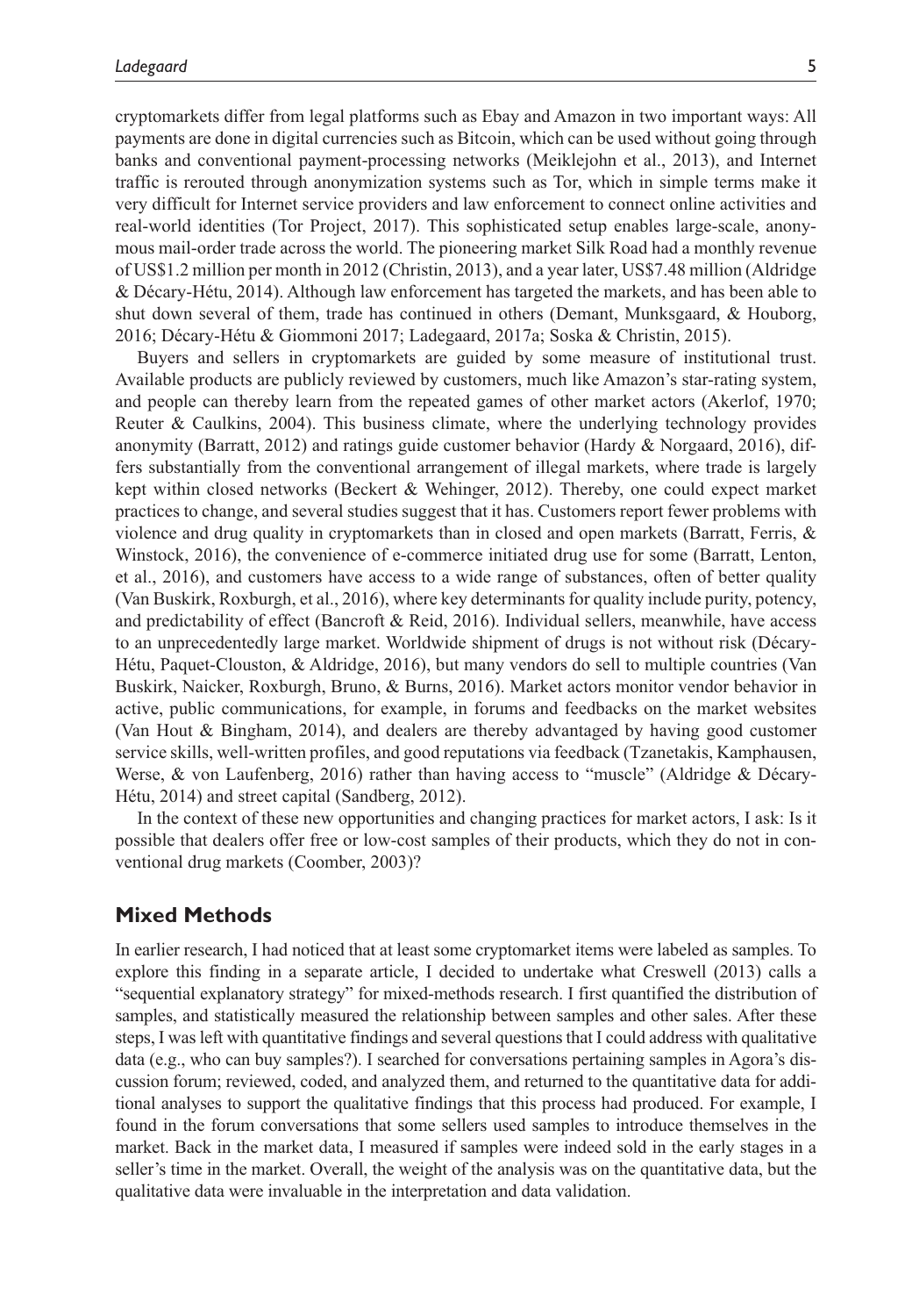cryptomarkets differ from legal platforms such as Ebay and Amazon in two important ways: All payments are done in digital currencies such as Bitcoin, which can be used without going through banks and conventional payment-processing networks (Meiklejohn et al., 2013), and Internet traffic is rerouted through anonymization systems such as Tor, which in simple terms make it very difficult for Internet service providers and law enforcement to connect online activities and real-world identities (Tor Project, 2017). This sophisticated setup enables large-scale, anonymous mail-order trade across the world. The pioneering market Silk Road had a monthly revenue of US$1.2 million per month in 2012 (Christin, 2013), and a year later, US$7.48 million (Aldridge & Décary-Hétu, 2014). Although law enforcement has targeted the markets, and has been able to shut down several of them, trade has continued in others (Demant, Munksgaard, & Houborg, 2016; Décary-Hétu & Giommoni 2017; Ladegaard, 2017a; Soska & Christin, 2015).

Buyers and sellers in cryptomarkets are guided by some measure of institutional trust. Available products are publicly reviewed by customers, much like Amazon's star-rating system, and people can thereby learn from the repeated games of other market actors (Akerlof, 1970; Reuter & Caulkins, 2004). This business climate, where the underlying technology provides anonymity (Barratt, 2012) and ratings guide customer behavior (Hardy & Norgaard, 2016), differs substantially from the conventional arrangement of illegal markets, where trade is largely kept within closed networks (Beckert & Wehinger, 2012). Thereby, one could expect market practices to change, and several studies suggest that it has. Customers report fewer problems with violence and drug quality in cryptomarkets than in closed and open markets (Barratt, Ferris, & Winstock, 2016), the convenience of e-commerce initiated drug use for some (Barratt, Lenton, et al., 2016), and customers have access to a wide range of substances, often of better quality (Van Buskirk, Roxburgh, et al., 2016), where key determinants for quality include purity, potency, and predictability of effect (Bancroft & Reid, 2016). Individual sellers, meanwhile, have access to an unprecedentedly large market. Worldwide shipment of drugs is not without risk (Décary-Hétu, Paquet-Clouston, & Aldridge, 2016), but many vendors do sell to multiple countries (Van Buskirk, Naicker, Roxburgh, Bruno, & Burns, 2016). Market actors monitor vendor behavior in active, public communications, for example, in forums and feedbacks on the market websites (Van Hout & Bingham, 2014), and dealers are thereby advantaged by having good customer service skills, well-written profiles, and good reputations via feedback (Tzanetakis, Kamphausen, Werse, & von Laufenberg, 2016) rather than having access to "muscle" (Aldridge & Décary-Hétu, 2014) and street capital (Sandberg, 2012).

In the context of these new opportunities and changing practices for market actors, I ask: Is it possible that dealers offer free or low-cost samples of their products, which they do not in conventional drug markets (Coomber, 2003)?

## Mixed Methods

In earlier research, I had noticed that at least some cryptomarket items were labeled as samples. To explore this finding in a separate article, I decided to undertake what Creswell (2013) calls a "sequential explanatory strategy" for mixed-methods research. I first quantified the distribution of samples, and statistically measured the relationship between samples and other sales. After these steps, I was left with quantitative findings and several questions that I could address with qualitative data (e.g., who can buy samples?). I searched for conversations pertaining samples in Agora's discussion forum; reviewed, coded, and analyzed them, and returned to the quantitative data for additional analyses to support the qualitative findings that this process had produced. For example, I found in the forum conversations that some sellers used samples to introduce themselves in the market. Back in the market data, I measured if samples were indeed sold in the early stages in a seller's time in the market. Overall, the weight of the analysis was on the quantitative data, but the qualitative data were invaluable in the interpretation and data validation.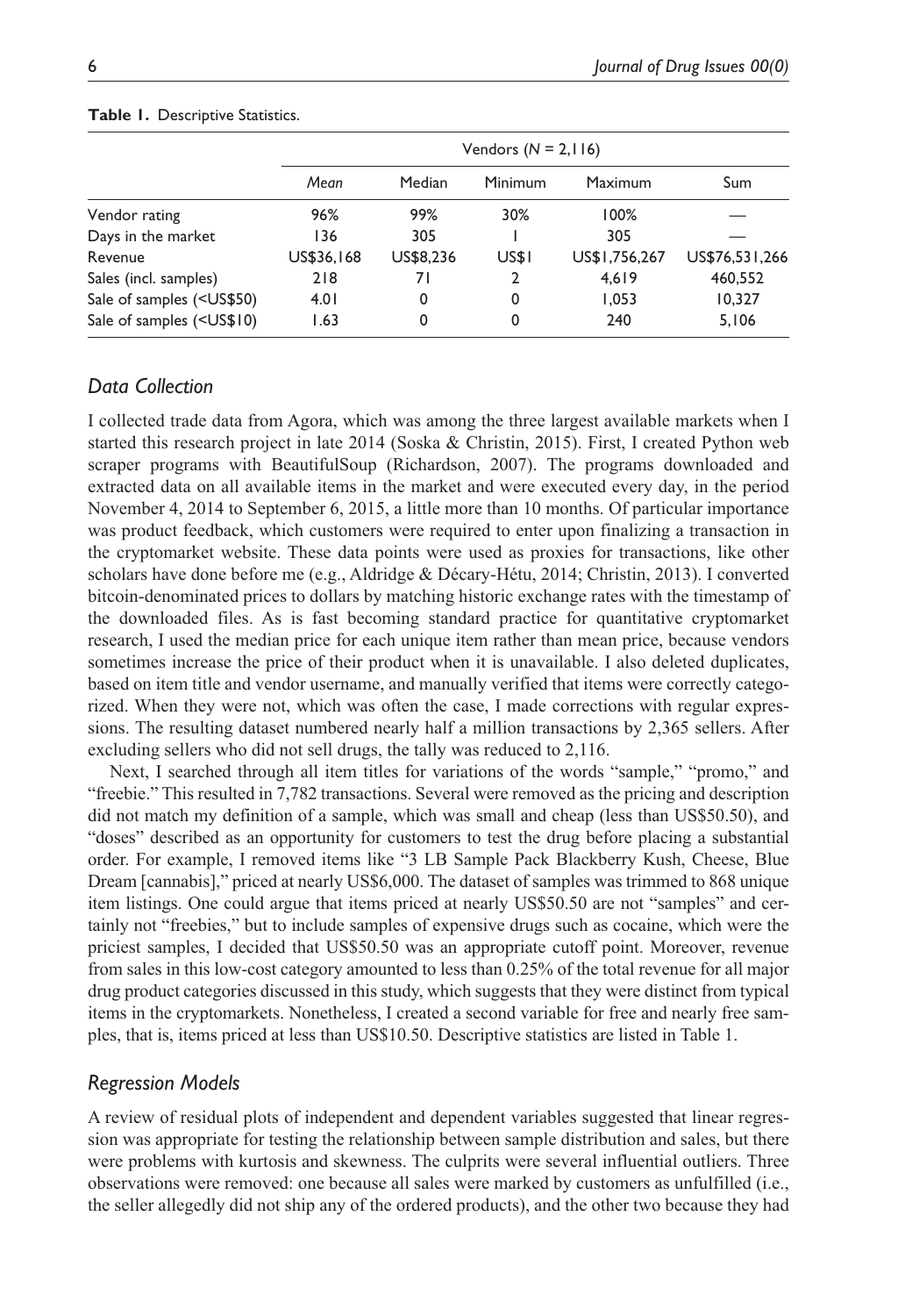**Table 1.** Descriptive Statistics.

| | Vendors ($N$ = 2,116) | | | | |
|---|---|---|---|---|---|
| | *Mean* | Median | Minimum | Maximum | Sum |
| Vendor rating | 96% | 99% | 30% | 100% | — |
| Days in the market | 136 | 305 | 1 | 305 | — |
| Revenue | US$36,168 | US$8,236 | US$1 | US$1,756,267 | US$76,531,266 |
| Sales (incl. samples) | 218 | 71 | 2 | 4,619 | 460,552 |
| Sale of samples (<US$50) | 4.01 | 0 | 0 | 1,053 | 10,327 |
| Sale of samples (<US$10) | 1.63 | 0 | 0 | 240 | 5,106 |

### *Data Collection*

I collected trade data from Agora, which was among the three largest available markets when I started this research project in late 2014 (Soska & Christin, 2015). First, I created Python web scraper programs with BeautifulSoup (Richardson, 2007). The programs downloaded and extracted data on all available items in the market and were executed every day, in the period November 4, 2014 to September 6, 2015, a little more than 10 months. Of particular importance was product feedback, which customers were required to enter upon finalizing a transaction in the cryptomarket website. These data points were used as proxies for transactions, like other scholars have done before me (e.g., Aldridge & Décary-Hétu, 2014; Christin, 2013). I converted bitcoin-denominated prices to dollars by matching historic exchange rates with the timestamp of the downloaded files. As is fast becoming standard practice for quantitative cryptomarket research, I used the median price for each unique item rather than mean price, because vendors sometimes increase the price of their product when it is unavailable. I also deleted duplicates, based on item title and vendor username, and manually verified that items were correctly categorized. When they were not, which was often the case, I made corrections with regular expressions. The resulting dataset numbered nearly half a million transactions by 2,365 sellers. After excluding sellers who did not sell drugs, the tally was reduced to 2,116.

Next, I searched through all item titles for variations of the words "sample," "promo," and "freebie." This resulted in 7,782 transactions. Several were removed as the pricing and description did not match my definition of a sample, which was small and cheap (less than US$50.50), and "doses" described as an opportunity for customers to test the drug before placing a substantial order. For example, I removed items like "3 LB Sample Pack Blackberry Kush, Cheese, Blue Dream [cannabis]," priced at nearly US$6,000. The dataset of samples was trimmed to 868 unique item listings. One could argue that items priced at nearly US$50.50 are not "samples" and certainly not "freebies," but to include samples of expensive drugs such as cocaine, which were the priciest samples, I decided that US$50.50 was an appropriate cutoff point. Moreover, revenue from sales in this low-cost category amounted to less than 0.25% of the total revenue for all major drug product categories discussed in this study, which suggests that they were distinct from typical items in the cryptomarkets. Nonetheless, I created a second variable for free and nearly free samples, that is, items priced at less than US$10.50. Descriptive statistics are listed in Table 1.

### *Regression Models*

A review of residual plots of independent and dependent variables suggested that linear regression was appropriate for testing the relationship between sample distribution and sales, but there were problems with kurtosis and skewness. The culprits were several influential outliers. Three observations were removed: one because all sales were marked by customers as unfulfilled (i.e., the seller allegedly did not ship any of the ordered products), and the other two because they had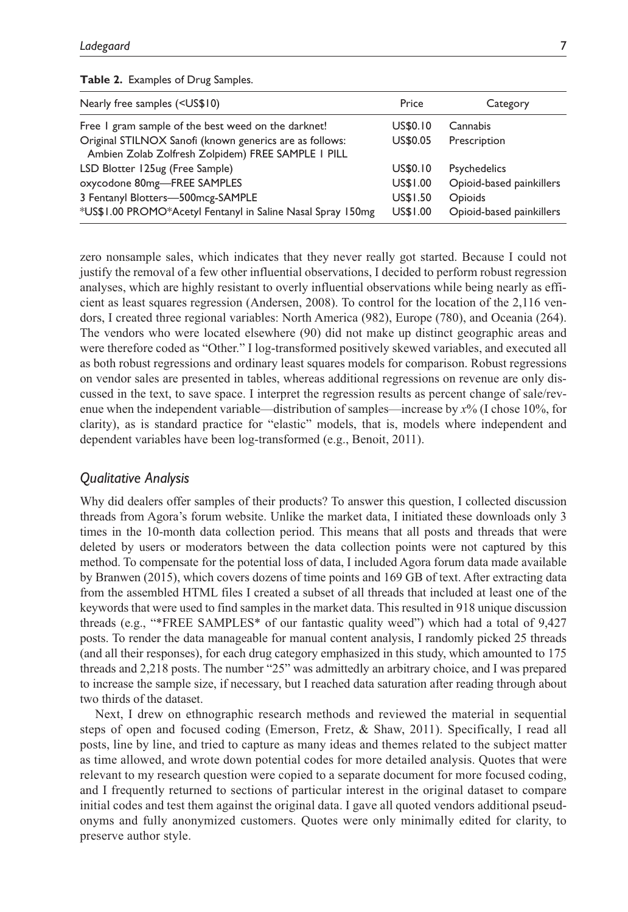**Table 2.** Examples of Drug Samples.

| Nearly free samples (<US$10) | Price | Category |
| --- | --- | --- |
| Free 1 gram sample of the best weed on the darknet! | US$0.10 | Cannabis |
| Original STILNOX Sanofi (known generics are as follows: Ambien Zolab Zolfresh Zolpidem) FREE SAMPLE 1 PILL | US$0.05 | Prescription |
| LSD Blotter 125ug (Free Sample) | US$0.10 | Psychedelics |
| oxycodone 80mg—FREE SAMPLES | US$1.00 | Opioid-based painkillers |
| 3 Fentanyl Blotters—500mcg-SAMPLE | US$1.50 | Opioids |
| *US$1.00 PROMO*Acetyl Fentanyl in Saline Nasal Spray 150mg | US$1.00 | Opioid-based painkillers |

zero nonsample sales, which indicates that they never really got started. Because I could not justify the removal of a few other influential observations, I decided to perform robust regression analyses, which are highly resistant to overly influential observations while being nearly as efficient as least squares regression (Andersen, 2008). To control for the location of the 2,116 vendors, I created three regional variables: North America (982), Europe (780), and Oceania (264). The vendors who were located elsewhere (90) did not make up distinct geographic areas and were therefore coded as "Other." I log-transformed positively skewed variables, and executed all as both robust regressions and ordinary least squares models for comparison. Robust regressions on vendor sales are presented in tables, whereas additional regressions on revenue are only discussed in the text, to save space. I interpret the regression results as percent change of sale/revenue when the independent variable—distribution of samples—increase by $x$% (I chose 10%, for clarity), as is standard practice for "elastic" models, that is, models where independent and dependent variables have been log-transformed (e.g., Benoit, 2011).

### *Qualitative Analysis*

Why did dealers offer samples of their products? To answer this question, I collected discussion threads from Agora's forum website. Unlike the market data, I initiated these downloads only 3 times in the 10-month data collection period. This means that all posts and threads that were deleted by users or moderators between the data collection points were not captured by this method. To compensate for the potential loss of data, I included Agora forum data made available by Branwen (2015), which covers dozens of time points and 169 GB of text. After extracting data from the assembled HTML files I created a subset of all threads that included at least one of the keywords that were used to find samples in the market data. This resulted in 918 unique discussion threads (e.g., "*FREE SAMPLES* of our fantastic quality weed") which had a total of 9,427 posts. To render the data manageable for manual content analysis, I randomly picked 25 threads (and all their responses), for each drug category emphasized in this study, which amounted to 175 threads and 2,218 posts. The number "25" was admittedly an arbitrary choice, and I was prepared to increase the sample size, if necessary, but I reached data saturation after reading through about two thirds of the dataset.

Next, I drew on ethnographic research methods and reviewed the material in sequential steps of open and focused coding (Emerson, Fretz, & Shaw, 2011). Specifically, I read all posts, line by line, and tried to capture as many ideas and themes related to the subject matter as time allowed, and wrote down potential codes for more detailed analysis. Quotes that were relevant to my research question were copied to a separate document for more focused coding, and I frequently returned to sections of particular interest in the original dataset to compare initial codes and test them against the original data. I gave all quoted vendors additional pseudonyms and fully anonymized customers. Quotes were only minimally edited for clarity, to preserve author style.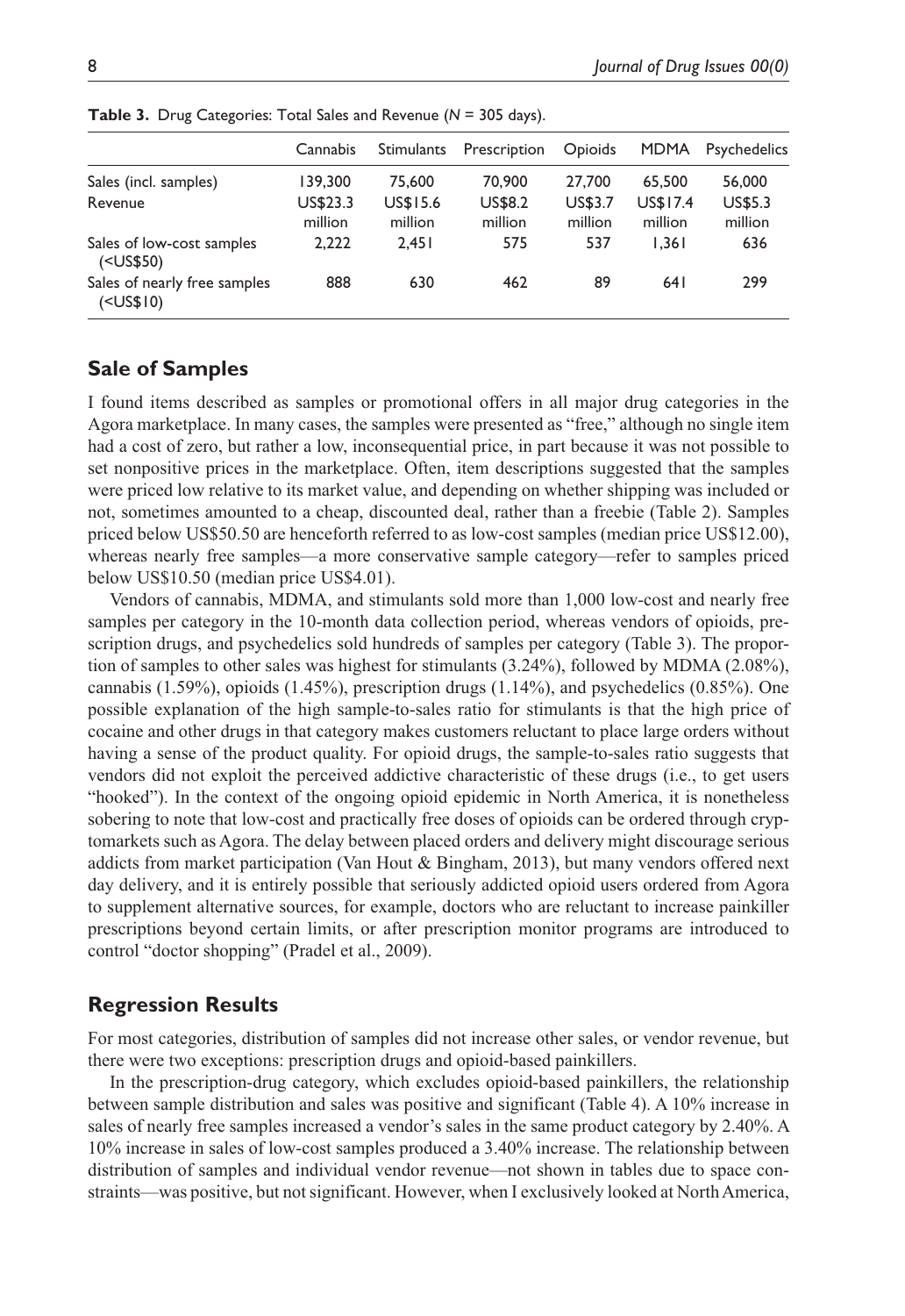**Table 3.** Drug Categories: Total Sales and Revenue (*N* = 305 days).

| | Cannabis | Stimulants | Prescription | Opioids | MDMA | Psychedelics |
|---|---|---|---|---|---|---|
| Sales (incl. samples) | 139,300 | 75,600 | 70,900 | 27,700 | 65,500 | 56,000 |
| Revenue | US$23.3 million | US$15.6 million | US$8.2 million | US$3.7 million | US$17.4 million | US$5.3 million |
| Sales of low-cost samples (<US$50) | 2,222 | 2,451 | 575 | 537 | 1,361 | 636 |
| Sales of nearly free samples (<US$10) | 888 | 630 | 462 | 89 | 641 | 299 |

## Sale of Samples

I found items described as samples or promotional offers in all major drug categories in the Agora marketplace. In many cases, the samples were presented as "free," although no single item had a cost of zero, but rather a low, inconsequential price, in part because it was not possible to set nonpositive prices in the marketplace. Often, item descriptions suggested that the samples were priced low relative to its market value, and depending on whether shipping was included or not, sometimes amounted to a cheap, discounted deal, rather than a freebie (Table 2). Samples priced below US$50.50 are henceforth referred to as low-cost samples (median price US$12.00), whereas nearly free samples—a more conservative sample category—refer to samples priced below US$10.50 (median price US$4.01).

Vendors of cannabis, MDMA, and stimulants sold more than 1,000 low-cost and nearly free samples per category in the 10-month data collection period, whereas vendors of opioids, prescription drugs, and psychedelics sold hundreds of samples per category (Table 3). The proportion of samples to other sales was highest for stimulants (3.24%), followed by MDMA (2.08%), cannabis (1.59%), opioids (1.45%), prescription drugs (1.14%), and psychedelics (0.85%). One possible explanation of the high sample-to-sales ratio for stimulants is that the high price of cocaine and other drugs in that category makes customers reluctant to place large orders without having a sense of the product quality. For opioid drugs, the sample-to-sales ratio suggests that vendors did not exploit the perceived addictive characteristic of these drugs (i.e., to get users "hooked"). In the context of the ongoing opioid epidemic in North America, it is nonetheless sobering to note that low-cost and practically free doses of opioids can be ordered through cryptomarkets such as Agora. The delay between placed orders and delivery might discourage serious addicts from market participation (Van Hout & Bingham, 2013), but many vendors offered next day delivery, and it is entirely possible that seriously addicted opioid users ordered from Agora to supplement alternative sources, for example, doctors who are reluctant to increase painkiller prescriptions beyond certain limits, or after prescription monitor programs are introduced to control "doctor shopping" (Pradel et al., 2009).

## Regression Results

For most categories, distribution of samples did not increase other sales, or vendor revenue, but there were two exceptions: prescription drugs and opioid-based painkillers.

In the prescription-drug category, which excludes opioid-based painkillers, the relationship between sample distribution and sales was positive and significant (Table 4). A 10% increase in sales of nearly free samples increased a vendor's sales in the same product category by 2.40%. A 10% increase in sales of low-cost samples produced a 3.40% increase. The relationship between distribution of samples and individual vendor revenue—not shown in tables due to space constraints—was positive, but not significant. However, when I exclusively looked at North America,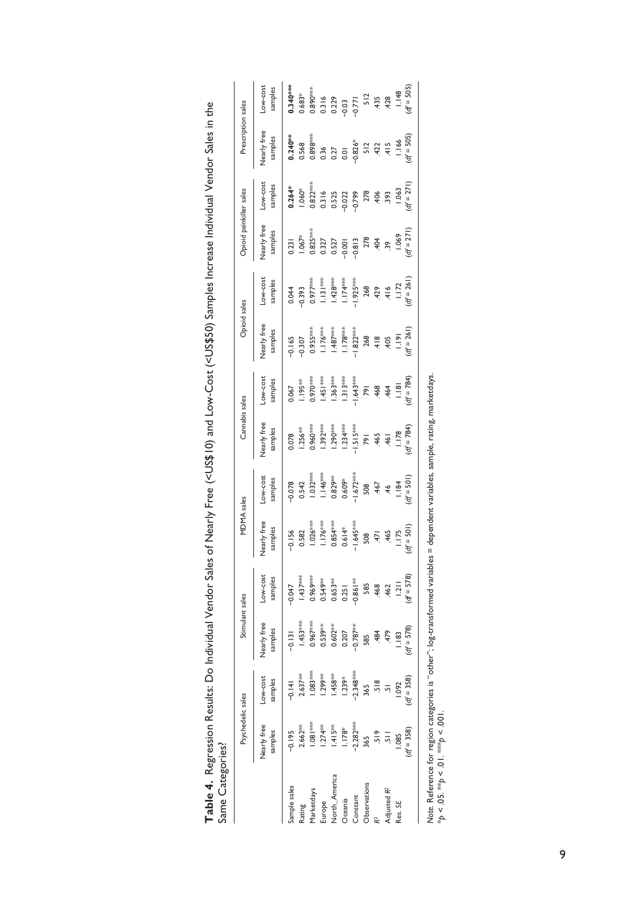**Table 4.** Regression Results: Do Individual Vendor Sales of Nearly Free (<US$10) and Low-Cost (<US$50) Samples Increase Individual Vendor Sales in the Same Categories?

| | Psychedelic sales | | Stimulant sales | | MDMA sales | | Cannabis sales | | Opioid sales | | Opioid painkiller sales | | Prescription sales | |
|---|---|---|---|---|---|---|---|---|---|---|---|---|---|---|
| | Nearly free samples | Low-cost samples | Nearly free samples | Low-cost samples | Nearly free samples | Low-cost samples | Nearly free samples | Low-cost samples | Nearly free samples | Low-cost samples | Nearly free samples | Low-cost samples | Nearly free samples | Low-cost samples |
| Sample sales | −0.195 | −0.141 | −0.131 | −0.047 | −0.156 | −0.078 | 0.078 | 0.067 | −0.165 | 0.044 | 0.231 | **0.264*** | **0.240**** | **0.340***** |
| Rating | 2.662** | 2.637*** | 1.453*** | 1.437*** | 0.582 | 0.542 | 1.256** | 1.195** | −0.307 | −0.393 | 1.067* | 1.060* | 0.568 | 0.683* |
| Marketdays | 1.081*** | 1.083*** | 0.967*** | 0.969*** | 1.026*** | 1.032*** | 0.960*** | 0.970*** | 0.955*** | 0.977*** | 0.825*** | 0.822*** | 0.898*** | 0.890*** |
| Europe | 1.274** | 1.299** | 0.539** | 0.549** | 1.176*** | 1.146*** | 1.392*** | 1.451*** | 1.176*** | 1.131*** | 0.327 | 0.316 | 0.36 | 0.316 |
| North_America | 1.415** | 1.458** | 0.602** | 0.653** | 0.854*** | 0.829** | 1.290*** | 1.363*** | 1.487*** | 1.428*** | 0.527 | 0.525 | 0.27 | 0.229 |
| Oceania | 1.178* | 1.239* | 0.207 | 0.251 | 0.614* | 0.609* | 1.234*** | 1.313*** | 1.178*** | 1.174*** | −0.001 | −0.022 | 0.01 | −0.03 |
| Constant | −2.282*** | −2.348*** | −0.787** | −0.861** | −1.645*** | −1.672*** | −1.515*** | −1.643*** | −1.822*** | −1.925*** | −0.813 | −0.799 | −0.826* | −0.771 |
| Observations | 365 | 365 | 585 | 585 | 508 | 508 | 791 | 791 | 268 | 268 | 278 | 278 | 512 | 512 |
| $R^2$ | .519 | .518 | .484 | .468 | .471 | .467 | .465 | .468 | .418 | .429 | .404 | .406 | .422 | .435 |
| Adjusted $R^2$ | .511 | .51 | .479 | .462 | .465 | .46 | .461 | .464 | .405 | .416 | .39 | .393 | .415 | .428 |
| Res. SE | 1.085 ($df$ = 358) | 1.092 ($df$ = 358) | 1.183 ($df$ = 578) | 1.211 ($df$ = 578) | 1.175 ($df$ = 501) | 1.184 ($df$ = 501) | 1.178 ($df$ = 784) | 1.181 ($df$ = 784) | 1.191 ($df$ = 261) | 1.172 ($df$ = 261) | 1.069 ($df$ = 271) | 1.063 ($df$ = 271) | 1.166 ($df$ = 505) | 1.148 ($df$ = 505) |

*Note.* Reference for region categories is "other"; log-transformed variables = dependent variables, sample, rating, marketdays.
$*p < .05$. $**p < .01$. $***p < .001$.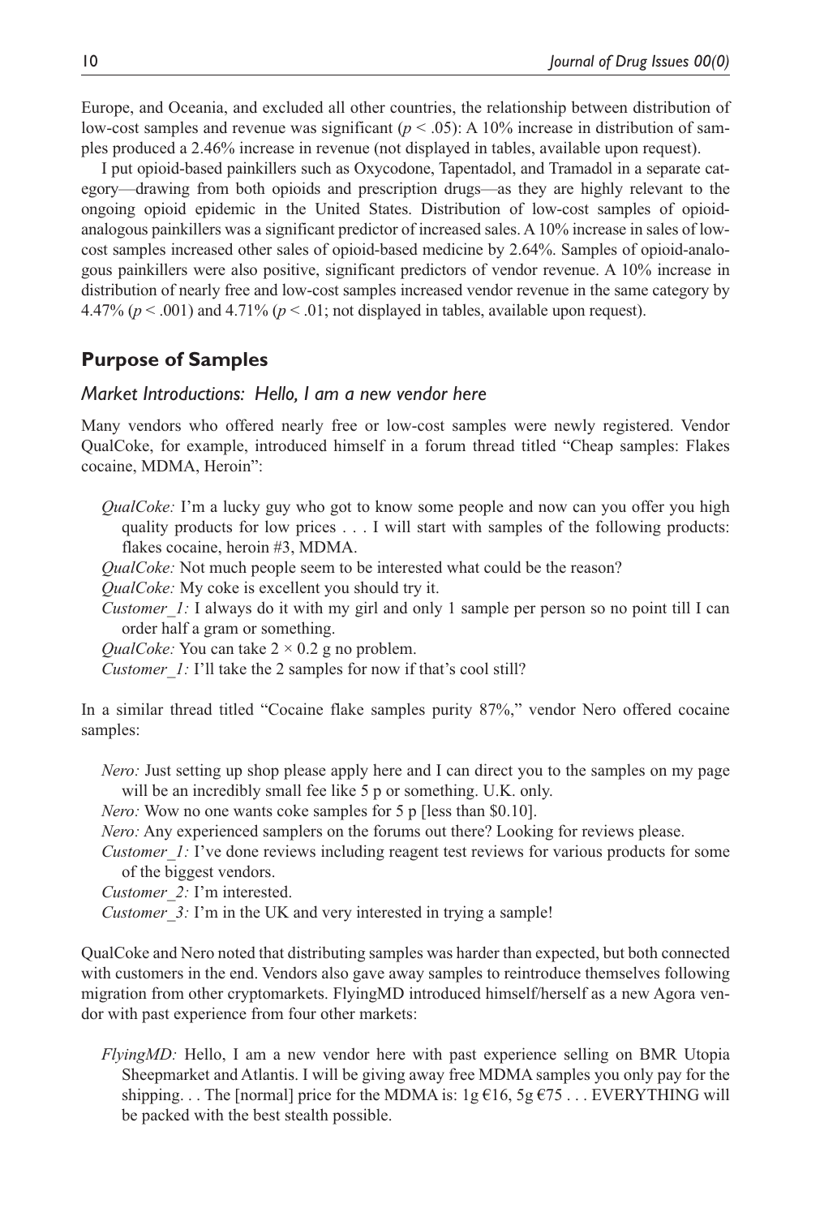Europe, and Oceania, and excluded all other countries, the relationship between distribution of low-cost samples and revenue was significant ($p < .05$): A 10% increase in distribution of samples produced a 2.46% increase in revenue (not displayed in tables, available upon request).

I put opioid-based painkillers such as Oxycodone, Tapentadol, and Tramadol in a separate category—drawing from both opioids and prescription drugs—as they are highly relevant to the ongoing opioid epidemic in the United States. Distribution of low-cost samples of opioid-analogous painkillers was a significant predictor of increased sales. A 10% increase in sales of low-cost samples increased other sales of opioid-based medicine by 2.64%. Samples of opioid-analogous painkillers were also positive, significant predictors of vendor revenue. A 10% increase in distribution of nearly free and low-cost samples increased vendor revenue in the same category by 4.47% ($p < .001$) and 4.71% ($p < .01$; not displayed in tables, available upon request).

## Purpose of Samples

### *Market Introductions: Hello, I am a new vendor here*

Many vendors who offered nearly free or low-cost samples were newly registered. Vendor QualCoke, for example, introduced himself in a forum thread titled "Cheap samples: Flakes cocaine, MDMA, Heroin":

> *QualCoke:* I'm a lucky guy who got to know some people and now can you offer you high quality products for low prices . . . I will start with samples of the following products: flakes cocaine, heroin #3, MDMA.
>
> *QualCoke:* Not much people seem to be interested what could be the reason?
>
> *QualCoke:* My coke is excellent you should try it.
>
> *Customer_1:* I always do it with my girl and only 1 sample per person so no point till I can order half a gram or something.
>
> *QualCoke:* You can take $2 \times 0.2$ g no problem.
>
> *Customer_1:* I'll take the 2 samples for now if that's cool still?

In a similar thread titled "Cocaine flake samples purity 87%," vendor Nero offered cocaine samples:

> *Nero:* Just setting up shop please apply here and I can direct you to the samples on my page will be an incredibly small fee like 5 p or something. U.K. only.
>
> *Nero:* Wow no one wants coke samples for 5 p [less than $0.10].
>
> *Nero:* Any experienced samplers on the forums out there? Looking for reviews please.
>
> *Customer_1:* I've done reviews including reagent test reviews for various products for some of the biggest vendors.
>
> *Customer_2:* I'm interested.
>
> *Customer_3:* I'm in the UK and very interested in trying a sample!

QualCoke and Nero noted that distributing samples was harder than expected, but both connected with customers in the end. Vendors also gave away samples to reintroduce themselves following migration from other cryptomarkets. FlyingMD introduced himself/herself as a new Agora vendor with past experience from four other markets:

> *FlyingMD:* Hello, I am a new vendor here with past experience selling on BMR Utopia Sheepmarket and Atlantis. I will be giving away free MDMA samples you only pay for the shipping. . . The [normal] price for the MDMA is: 1g €16, 5g €75 . . . EVERYTHING will be packed with the best stealth possible.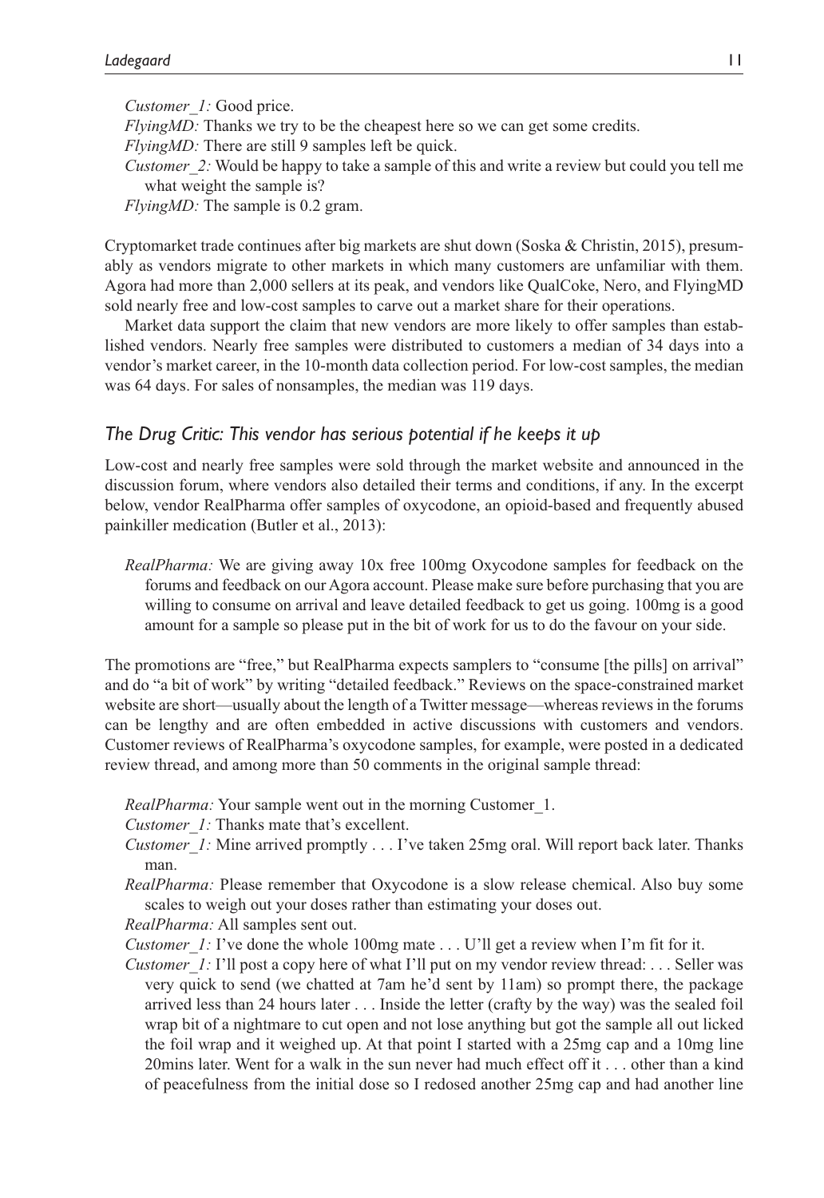*Customer_1:* Good price.

*FlyingMD:* Thanks we try to be the cheapest here so we can get some credits.

*FlyingMD:* There are still 9 samples left be quick.

*Customer_2:* Would be happy to take a sample of this and write a review but could you tell me what weight the sample is?

*FlyingMD:* The sample is 0.2 gram.

Cryptomarket trade continues after big markets are shut down (Soska & Christin, 2015), presumably as vendors migrate to other markets in which many customers are unfamiliar with them. Agora had more than 2,000 sellers at its peak, and vendors like QualCoke, Nero, and FlyingMD sold nearly free and low-cost samples to carve out a market share for their operations.

Market data support the claim that new vendors are more likely to offer samples than established vendors. Nearly free samples were distributed to customers a median of 34 days into a vendor's market career, in the 10-month data collection period. For low-cost samples, the median was 64 days. For sales of nonsamples, the median was 119 days.

### *The Drug Critic: This vendor has serious potential if he keeps it up*

Low-cost and nearly free samples were sold through the market website and announced in the discussion forum, where vendors also detailed their terms and conditions, if any. In the excerpt below, vendor RealPharma offer samples of oxycodone, an opioid-based and frequently abused painkiller medication (Butler et al., 2013):

> *RealPharma:* We are giving away 10x free 100mg Oxycodone samples for feedback on the forums and feedback on our Agora account. Please make sure before purchasing that you are willing to consume on arrival and leave detailed feedback to get us going. 100mg is a good amount for a sample so please put in the bit of work for us to do the favour on your side.

The promotions are "free," but RealPharma expects samplers to "consume [the pills] on arrival" and do "a bit of work" by writing "detailed feedback." Reviews on the space-constrained market website are short—usually about the length of a Twitter message—whereas reviews in the forums can be lengthy and are often embedded in active discussions with customers and vendors. Customer reviews of RealPharma's oxycodone samples, for example, were posted in a dedicated review thread, and among more than 50 comments in the original sample thread:

*RealPharma:* Your sample went out in the morning Customer_1.

*Customer_1:* Thanks mate that's excellent.

*Customer_1:* Mine arrived promptly . . . I've taken 25mg oral. Will report back later. Thanks man.

*RealPharma:* Please remember that Oxycodone is a slow release chemical. Also buy some scales to weigh out your doses rather than estimating your doses out.

*RealPharma:* All samples sent out.

*Customer_1:* I've done the whole 100mg mate . . . U'll get a review when I'm fit for it.

*Customer_1:* I'll post a copy here of what I'll put on my vendor review thread: . . . Seller was very quick to send (we chatted at 7am he'd sent by 11am) so prompt there, the package arrived less than 24 hours later . . . Inside the letter (crafty by the way) was the sealed foil wrap bit of a nightmare to cut open and not lose anything but got the sample all out licked the foil wrap and it weighed up. At that point I started with a 25mg cap and a 10mg line 20mins later. Went for a walk in the sun never had much effect off it . . . other than a kind of peacefulness from the initial dose so I redosed another 25mg cap and had another line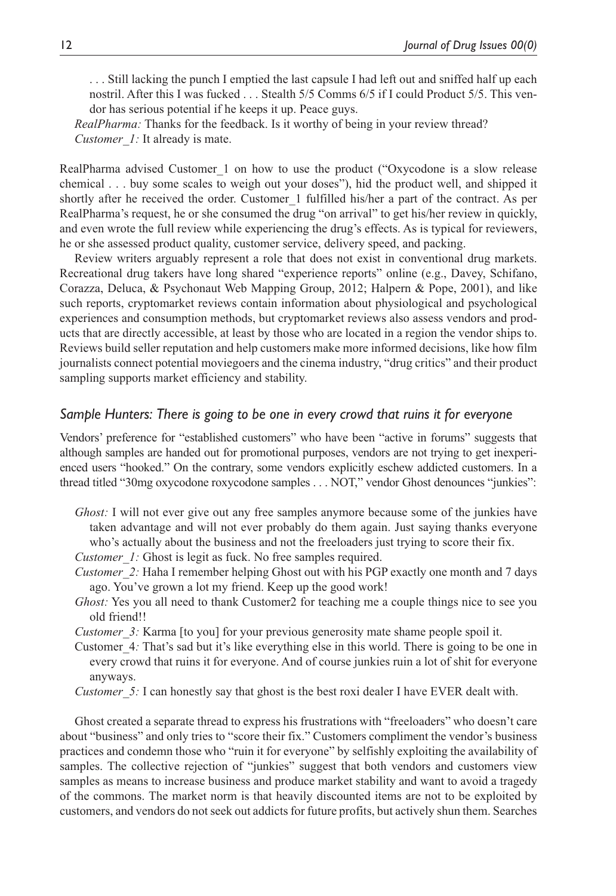. . . Still lacking the punch I emptied the last capsule I had left out and sniffed half up each nostril. After this I was fucked . . . Stealth 5/5 Comms 6/5 if I could Product 5/5. This vendor has serious potential if he keeps it up. Peace guys.

*RealPharma:* Thanks for the feedback. Is it worthy of being in your review thread?
*Customer_1:* It already is mate.

RealPharma advised Customer_1 on how to use the product ("Oxycodone is a slow release chemical . . . buy some scales to weigh out your doses"), hid the product well, and shipped it shortly after he received the order. Customer_1 fulfilled his/her a part of the contract. As per RealPharma's request, he or she consumed the drug "on arrival" to get his/her review in quickly, and even wrote the full review while experiencing the drug's effects. As is typical for reviewers, he or she assessed product quality, customer service, delivery speed, and packing.

Review writers arguably represent a role that does not exist in conventional drug markets. Recreational drug takers have long shared "experience reports" online (e.g., Davey, Schifano, Corazza, Deluca, & Psychonaut Web Mapping Group, 2012; Halpern & Pope, 2001), and like such reports, cryptomarket reviews contain information about physiological and psychological experiences and consumption methods, but cryptomarket reviews also assess vendors and products that are directly accessible, at least by those who are located in a region the vendor ships to. Reviews build seller reputation and help customers make more informed decisions, like how film journalists connect potential moviegoers and the cinema industry, "drug critics" and their product sampling supports market efficiency and stability.

### *Sample Hunters: There is going to be one in every crowd that ruins it for everyone*

Vendors' preference for "established customers" who have been "active in forums" suggests that although samples are handed out for promotional purposes, vendors are not trying to get inexperienced users "hooked." On the contrary, some vendors explicitly eschew addicted customers. In a thread titled "30mg oxycodone roxycodone samples . . . NOT," vendor Ghost denounces "junkies":

*Ghost:* I will not ever give out any free samples anymore because some of the junkies have taken advantage and will not ever probably do them again. Just saying thanks everyone who's actually about the business and not the freeloaders just trying to score their fix.
*Customer_1:* Ghost is legit as fuck. No free samples required.
*Customer_2:* Haha I remember helping Ghost out with his PGP exactly one month and 7 days ago. You've grown a lot my friend. Keep up the good work!
*Ghost:* Yes you all need to thank Customer2 for teaching me a couple things nice to see you old friend!!
*Customer_3:* Karma [to you] for your previous generosity mate shame people spoil it.
Customer_4*:* That's sad but it's like everything else in this world. There is going to be one in every crowd that ruins it for everyone. And of course junkies ruin a lot of shit for everyone anyways.
*Customer_5:* I can honestly say that ghost is the best roxi dealer I have EVER dealt with.

Ghost created a separate thread to express his frustrations with "freeloaders" who doesn't care about "business" and only tries to "score their fix." Customers compliment the vendor's business practices and condemn those who "ruin it for everyone" by selfishly exploiting the availability of samples. The collective rejection of "junkies" suggest that both vendors and customers view samples as means to increase business and produce market stability and want to avoid a tragedy of the commons. The market norm is that heavily discounted items are not to be exploited by customers, and vendors do not seek out addicts for future profits, but actively shun them. Searches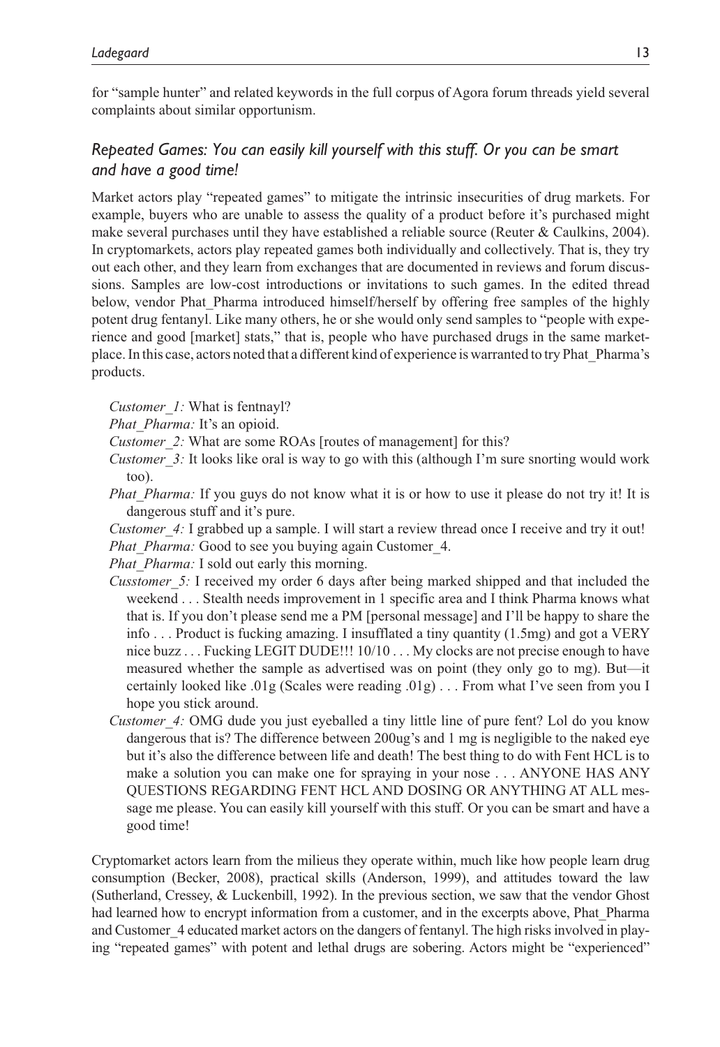for "sample hunter" and related keywords in the full corpus of Agora forum threads yield several complaints about similar opportunism.

### *Repeated Games: You can easily kill yourself with this stuff. Or you can be smart and have a good time!*

Market actors play "repeated games" to mitigate the intrinsic insecurities of drug markets. For example, buyers who are unable to assess the quality of a product before it's purchased might make several purchases until they have established a reliable source (Reuter & Caulkins, 2004). In cryptomarkets, actors play repeated games both individually and collectively. That is, they try out each other, and they learn from exchanges that are documented in reviews and forum discussions. Samples are low-cost introductions or invitations to such games. In the edited thread below, vendor Phat_Pharma introduced himself/herself by offering free samples of the highly potent drug fentanyl. Like many others, he or she would only send samples to "people with experience and good [market] stats," that is, people who have purchased drugs in the same marketplace. In this case, actors noted that a different kind of experience is warranted to try Phat_Pharma's products.

*Customer_1:* What is fentnayl?

*Phat_Pharma:* It's an opioid.

*Customer_2:* What are some ROAs [routes of management] for this?

*Customer_3:* It looks like oral is way to go with this (although I'm sure snorting would work too).

*Phat_Pharma:* If you guys do not know what it is or how to use it please do not try it! It is dangerous stuff and it's pure.

*Customer_4:* I grabbed up a sample. I will start a review thread once I receive and try it out!

*Phat_Pharma:* Good to see you buying again Customer_4.

*Phat_Pharma:* I sold out early this morning.

*Cusstomer_5:* I received my order 6 days after being marked shipped and that included the weekend . . . Stealth needs improvement in 1 specific area and I think Pharma knows what that is. If you don't please send me a PM [personal message] and I'll be happy to share the info . . . Product is fucking amazing. I insufflated a tiny quantity (1.5mg) and got a VERY nice buzz . . . Fucking LEGIT DUDE!!! 10/10 . . . My clocks are not precise enough to have measured whether the sample as advertised was on point (they only go to mg). But—it certainly looked like .01g (Scales were reading .01g) . . . From what I've seen from you I hope you stick around.

*Customer_4:* OMG dude you just eyeballed a tiny little line of pure fent? Lol do you know dangerous that is? The difference between 200ug's and 1 mg is negligible to the naked eye but it's also the difference between life and death! The best thing to do with Fent HCL is to make a solution you can make one for spraying in your nose . . . ANYONE HAS ANY QUESTIONS REGARDING FENT HCL AND DOSING OR ANYTHING AT ALL message me please. You can easily kill yourself with this stuff. Or you can be smart and have a good time!

Cryptomarket actors learn from the milieus they operate within, much like how people learn drug consumption (Becker, 2008), practical skills (Anderson, 1999), and attitudes toward the law (Sutherland, Cressey, & Luckenbill, 1992). In the previous section, we saw that the vendor Ghost had learned how to encrypt information from a customer, and in the excerpts above, Phat_Pharma and Customer_4 educated market actors on the dangers of fentanyl. The high risks involved in playing "repeated games" with potent and lethal drugs are sobering. Actors might be "experienced"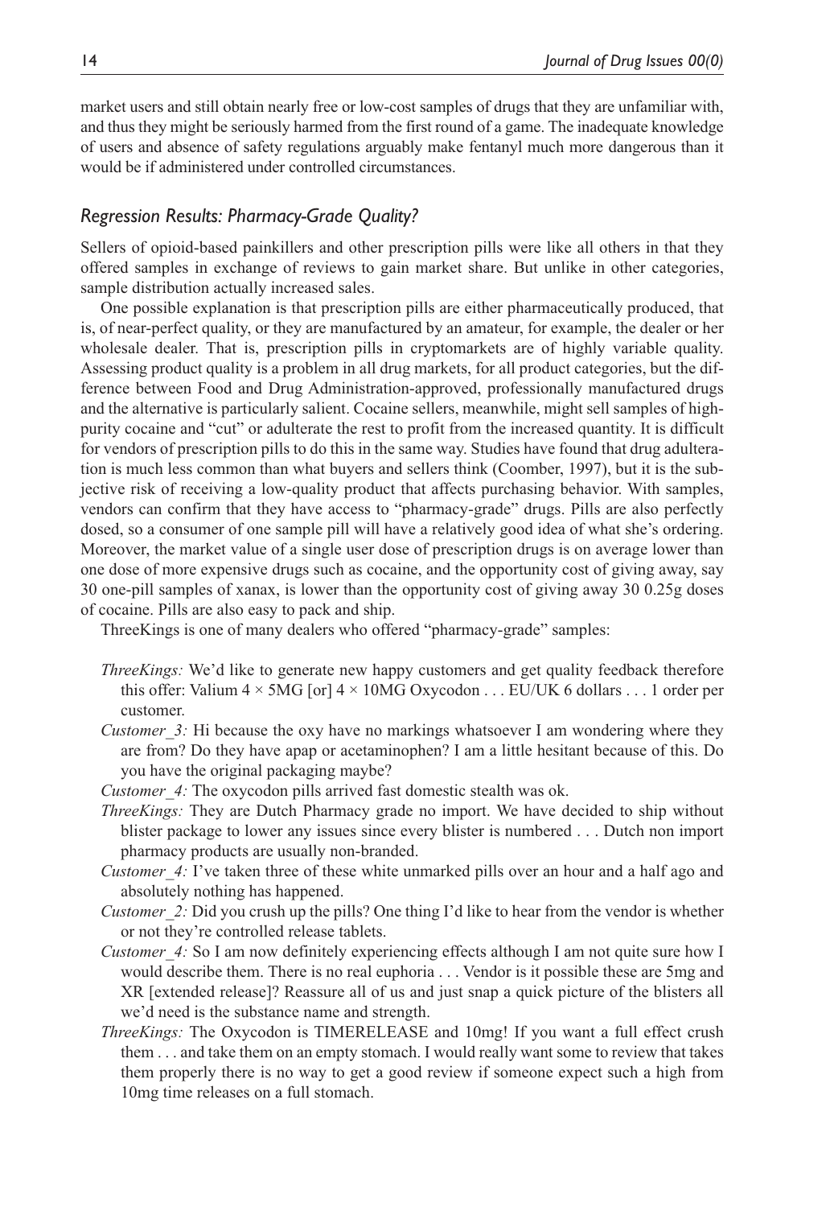market users and still obtain nearly free or low-cost samples of drugs that they are unfamiliar with, and thus they might be seriously harmed from the first round of a game. The inadequate knowledge of users and absence of safety regulations arguably make fentanyl much more dangerous than it would be if administered under controlled circumstances.

### *Regression Results: Pharmacy-Grade Quality?*

Sellers of opioid-based painkillers and other prescription pills were like all others in that they offered samples in exchange of reviews to gain market share. But unlike in other categories, sample distribution actually increased sales.

One possible explanation is that prescription pills are either pharmaceutically produced, that is, of near-perfect quality, or they are manufactured by an amateur, for example, the dealer or her wholesale dealer. That is, prescription pills in cryptomarkets are of highly variable quality. Assessing product quality is a problem in all drug markets, for all product categories, but the difference between Food and Drug Administration-approved, professionally manufactured drugs and the alternative is particularly salient. Cocaine sellers, meanwhile, might sell samples of high-purity cocaine and "cut" or adulterate the rest to profit from the increased quantity. It is difficult for vendors of prescription pills to do this in the same way. Studies have found that drug adulteration is much less common than what buyers and sellers think (Coomber, 1997), but it is the subjective risk of receiving a low-quality product that affects purchasing behavior. With samples, vendors can confirm that they have access to "pharmacy-grade" drugs. Pills are also perfectly dosed, so a consumer of one sample pill will have a relatively good idea of what she's ordering. Moreover, the market value of a single user dose of prescription drugs is on average lower than one dose of more expensive drugs such as cocaine, and the opportunity cost of giving away, say 30 one-pill samples of xanax, is lower than the opportunity cost of giving away 30 0.25g doses of cocaine. Pills are also easy to pack and ship.

ThreeKings is one of many dealers who offered "pharmacy-grade" samples:

*ThreeKings:* We'd like to generate new happy customers and get quality feedback therefore this offer: Valium 4 × 5MG [or] 4 × 10MG Oxycodon . . . EU/UK 6 dollars . . . 1 order per customer.

*Customer_3:* Hi because the oxy have no markings whatsoever I am wondering where they are from? Do they have apap or acetaminophen? I am a little hesitant because of this. Do you have the original packaging maybe?

*Customer_4:* The oxycodon pills arrived fast domestic stealth was ok.

*ThreeKings:* They are Dutch Pharmacy grade no import. We have decided to ship without blister package to lower any issues since every blister is numbered . . . Dutch non import pharmacy products are usually non-branded.

*Customer_4:* I've taken three of these white unmarked pills over an hour and a half ago and absolutely nothing has happened.

*Customer_2:* Did you crush up the pills? One thing I'd like to hear from the vendor is whether or not they're controlled release tablets.

*Customer_4:* So I am now definitely experiencing effects although I am not quite sure how I would describe them. There is no real euphoria . . . Vendor is it possible these are 5mg and XR [extended release]? Reassure all of us and just snap a quick picture of the blisters all we'd need is the substance name and strength.

*ThreeKings:* The Oxycodon is TIMERELEASE and 10mg! If you want a full effect crush them . . . and take them on an empty stomach. I would really want some to review that takes them properly there is no way to get a good review if someone expect such a high from 10mg time releases on a full stomach.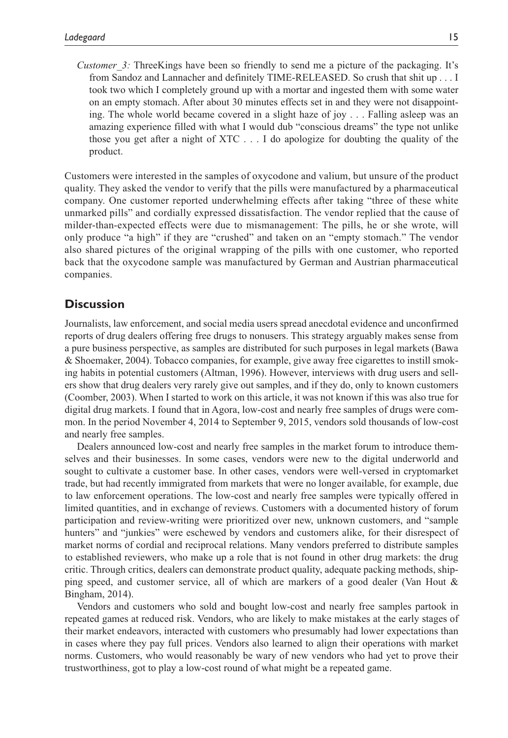*Customer_3:* ThreeKings have been so friendly to send me a picture of the packaging. It's from Sandoz and Lannacher and definitely TIME-RELEASED. So crush that shit up . . . I took two which I completely ground up with a mortar and ingested them with some water on an empty stomach. After about 30 minutes effects set in and they were not disappointing. The whole world became covered in a slight haze of joy . . . Falling asleep was an amazing experience filled with what I would dub "conscious dreams" the type not unlike those you get after a night of XTC . . . I do apologize for doubting the quality of the product.

Customers were interested in the samples of oxycodone and valium, but unsure of the product quality. They asked the vendor to verify that the pills were manufactured by a pharmaceutical company. One customer reported underwhelming effects after taking "three of these white unmarked pills" and cordially expressed dissatisfaction. The vendor replied that the cause of milder-than-expected effects were due to mismanagement: The pills, he or she wrote, will only produce "a high" if they are "crushed" and taken on an "empty stomach." The vendor also shared pictures of the original wrapping of the pills with one customer, who reported back that the oxycodone sample was manufactured by German and Austrian pharmaceutical companies.

## Discussion

Journalists, law enforcement, and social media users spread anecdotal evidence and unconfirmed reports of drug dealers offering free drugs to nonusers. This strategy arguably makes sense from a pure business perspective, as samples are distributed for such purposes in legal markets (Bawa & Shoemaker, 2004). Tobacco companies, for example, give away free cigarettes to instill smoking habits in potential customers (Altman, 1996). However, interviews with drug users and sellers show that drug dealers very rarely give out samples, and if they do, only to known customers (Coomber, 2003). When I started to work on this article, it was not known if this was also true for digital drug markets. I found that in Agora, low-cost and nearly free samples of drugs were common. In the period November 4, 2014 to September 9, 2015, vendors sold thousands of low-cost and nearly free samples.

Dealers announced low-cost and nearly free samples in the market forum to introduce themselves and their businesses. In some cases, vendors were new to the digital underworld and sought to cultivate a customer base. In other cases, vendors were well-versed in cryptomarket trade, but had recently immigrated from markets that were no longer available, for example, due to law enforcement operations. The low-cost and nearly free samples were typically offered in limited quantities, and in exchange of reviews. Customers with a documented history of forum participation and review-writing were prioritized over new, unknown customers, and "sample hunters" and "junkies" were eschewed by vendors and customers alike, for their disrespect of market norms of cordial and reciprocal relations. Many vendors preferred to distribute samples to established reviewers, who make up a role that is not found in other drug markets: the drug critic. Through critics, dealers can demonstrate product quality, adequate packing methods, shipping speed, and customer service, all of which are markers of a good dealer (Van Hout & Bingham, 2014).

Vendors and customers who sold and bought low-cost and nearly free samples partook in repeated games at reduced risk. Vendors, who are likely to make mistakes at the early stages of their market endeavors, interacted with customers who presumably had lower expectations than in cases where they pay full prices. Vendors also learned to align their operations with market norms. Customers, who would reasonably be wary of new vendors who had yet to prove their trustworthiness, got to play a low-cost round of what might be a repeated game.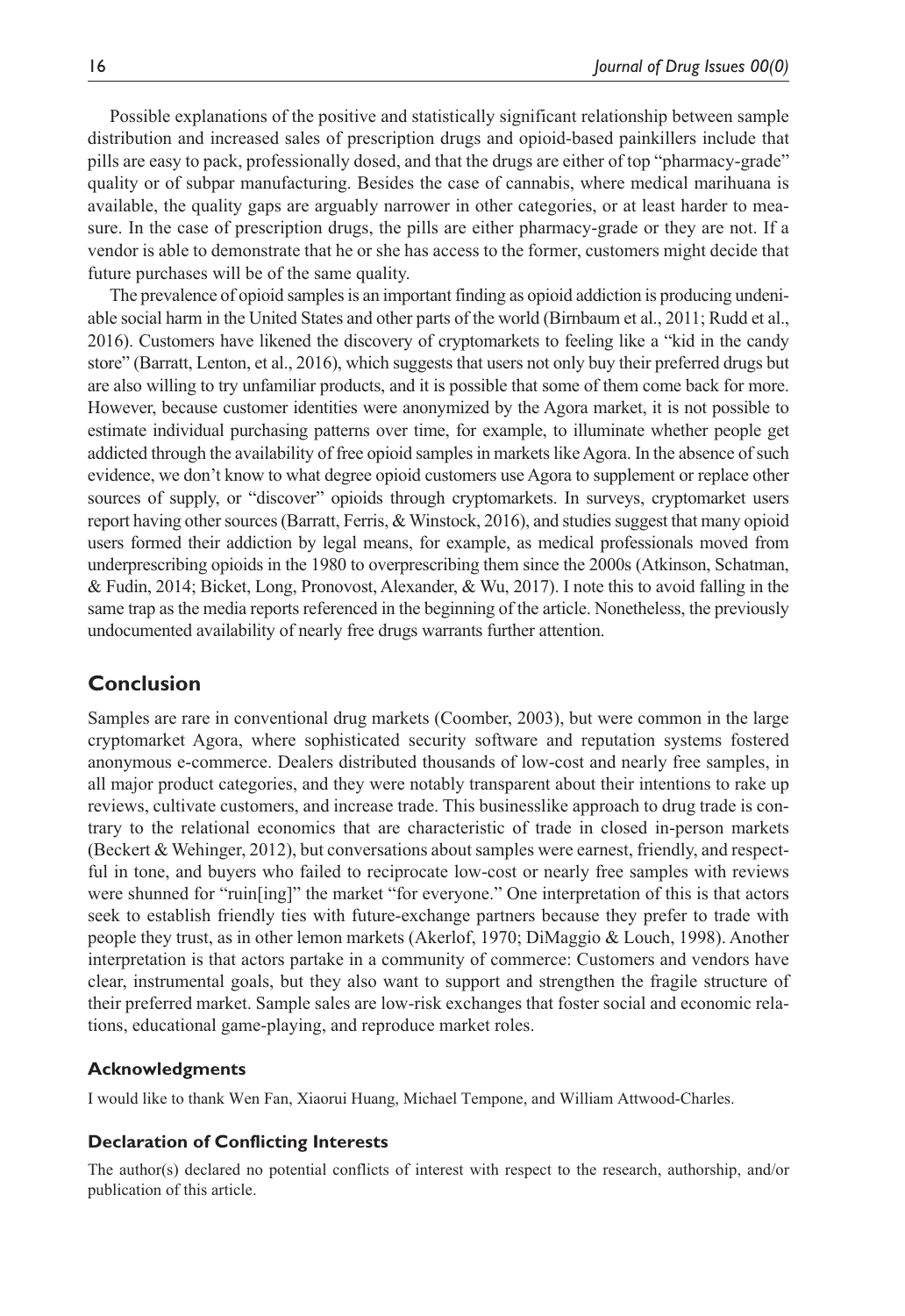Possible explanations of the positive and statistically significant relationship between sample distribution and increased sales of prescription drugs and opioid-based painkillers include that pills are easy to pack, professionally dosed, and that the drugs are either of top "pharmacy-grade" quality or of subpar manufacturing. Besides the case of cannabis, where medical marihuana is available, the quality gaps are arguably narrower in other categories, or at least harder to measure. In the case of prescription drugs, the pills are either pharmacy-grade or they are not. If a vendor is able to demonstrate that he or she has access to the former, customers might decide that future purchases will be of the same quality.

The prevalence of opioid samples is an important finding as opioid addiction is producing undeniable social harm in the United States and other parts of the world (Birnbaum et al., 2011; Rudd et al., 2016). Customers have likened the discovery of cryptomarkets to feeling like a "kid in the candy store" (Barratt, Lenton, et al., 2016), which suggests that users not only buy their preferred drugs but are also willing to try unfamiliar products, and it is possible that some of them come back for more. However, because customer identities were anonymized by the Agora market, it is not possible to estimate individual purchasing patterns over time, for example, to illuminate whether people get addicted through the availability of free opioid samples in markets like Agora. In the absence of such evidence, we don't know to what degree opioid customers use Agora to supplement or replace other sources of supply, or "discover" opioids through cryptomarkets. In surveys, cryptomarket users report having other sources (Barratt, Ferris, & Winstock, 2016), and studies suggest that many opioid users formed their addiction by legal means, for example, as medical professionals moved from underprescribing opioids in the 1980 to overprescribing them since the 2000s (Atkinson, Schatman, & Fudin, 2014; Bicket, Long, Pronovost, Alexander, & Wu, 2017). I note this to avoid falling in the same trap as the media reports referenced in the beginning of the article. Nonetheless, the previously undocumented availability of nearly free drugs warrants further attention.

## Conclusion

Samples are rare in conventional drug markets (Coomber, 2003), but were common in the large cryptomarket Agora, where sophisticated security software and reputation systems fostered anonymous e-commerce. Dealers distributed thousands of low-cost and nearly free samples, in all major product categories, and they were notably transparent about their intentions to rake up reviews, cultivate customers, and increase trade. This businesslike approach to drug trade is contrary to the relational economics that are characteristic of trade in closed in-person markets (Beckert & Wehinger, 2012), but conversations about samples were earnest, friendly, and respectful in tone, and buyers who failed to reciprocate low-cost or nearly free samples with reviews were shunned for "ruin[ing]" the market "for everyone." One interpretation of this is that actors seek to establish friendly ties with future-exchange partners because they prefer to trade with people they trust, as in other lemon markets (Akerlof, 1970; DiMaggio & Louch, 1998). Another interpretation is that actors partake in a community of commerce: Customers and vendors have clear, instrumental goals, but they also want to support and strengthen the fragile structure of their preferred market. Sample sales are low-risk exchanges that foster social and economic relations, educational game-playing, and reproduce market roles.

### Acknowledgments

I would like to thank Wen Fan, Xiaorui Huang, Michael Tempone, and William Attwood-Charles.

### Declaration of Conflicting Interests

The author(s) declared no potential conflicts of interest with respect to the research, authorship, and/or publication of this article.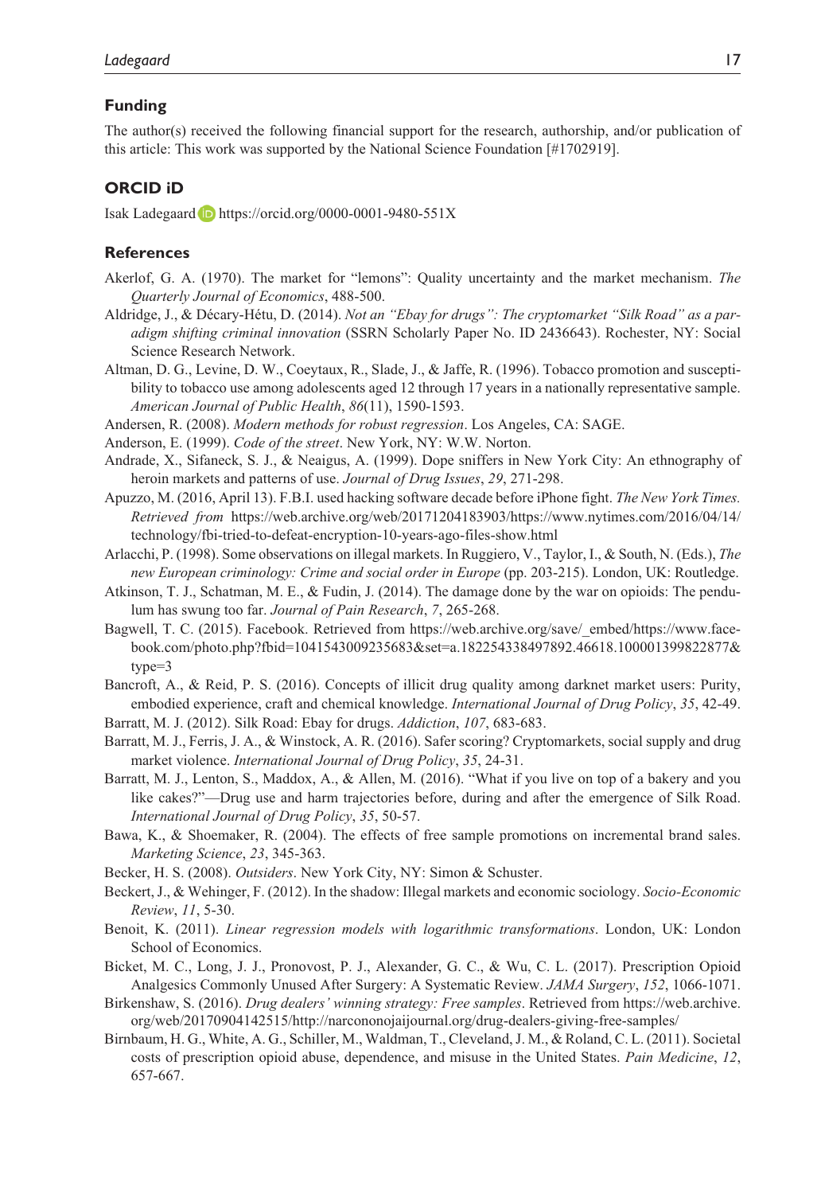## Funding

The author(s) received the following financial support for the research, authorship, and/or publication of this article: This work was supported by the National Science Foundation [#1702919].

## ORCID iD

Isak Ladegaard https://orcid.org/0000-0001-9480-551X

## References

Akerlof, G. A. (1970). The market for "lemons": Quality uncertainty and the market mechanism. *The Quarterly Journal of Economics*, 488-500.

Aldridge, J., & Décary-Hétu, D. (2014). *Not an "Ebay for drugs": The cryptomarket "Silk Road" as a paradigm shifting criminal innovation* (SSRN Scholarly Paper No. ID 2436643). Rochester, NY: Social Science Research Network.

Altman, D. G., Levine, D. W., Coeytaux, R., Slade, J., & Jaffe, R. (1996). Tobacco promotion and susceptibility to tobacco use among adolescents aged 12 through 17 years in a nationally representative sample. *American Journal of Public Health*, *86*(11), 1590-1593.

Andersen, R. (2008). *Modern methods for robust regression*. Los Angeles, CA: SAGE.

Anderson, E. (1999). *Code of the street*. New York, NY: W.W. Norton.

Andrade, X., Sifaneck, S. J., & Neaigus, A. (1999). Dope sniffers in New York City: An ethnography of heroin markets and patterns of use. *Journal of Drug Issues*, *29*, 271-298.

Apuzzo, M. (2016, April 13). F.B.I. used hacking software decade before iPhone fight. *The New York Times. Retrieved from* https://web.archive.org/web/20171204183903/https://www.nytimes.com/2016/04/14/technology/fbi-tried-to-defeat-encryption-10-years-ago-files-show.html

Arlacchi, P. (1998). Some observations on illegal markets. In Ruggiero, V., Taylor, I., & South, N. (Eds.), *The new European criminology: Crime and social order in Europe* (pp. 203-215). London, UK: Routledge.

Atkinson, T. J., Schatman, M. E., & Fudin, J. (2014). The damage done by the war on opioids: The pendulum has swung too far. *Journal of Pain Research*, *7*, 265-268.

Bagwell, T. C. (2015). Facebook. Retrieved from https://web.archive.org/save/_embed/https://www.facebook.com/photo.php?fbid=1041543009235683&set=a.182254338497892.46618.100001399822877&type=3

Bancroft, A., & Reid, P. S. (2016). Concepts of illicit drug quality among darknet market users: Purity, embodied experience, craft and chemical knowledge. *International Journal of Drug Policy*, *35*, 42-49.

Barratt, M. J. (2012). Silk Road: Ebay for drugs. *Addiction*, *107*, 683-683.

Barratt, M. J., Ferris, J. A., & Winstock, A. R. (2016). Safer scoring? Cryptomarkets, social supply and drug market violence. *International Journal of Drug Policy*, *35*, 24-31.

Barratt, M. J., Lenton, S., Maddox, A., & Allen, M. (2016). "What if you live on top of a bakery and you like cakes?"—Drug use and harm trajectories before, during and after the emergence of Silk Road. *International Journal of Drug Policy*, *35*, 50-57.

Bawa, K., & Shoemaker, R. (2004). The effects of free sample promotions on incremental brand sales. *Marketing Science*, *23*, 345-363.

Becker, H. S. (2008). *Outsiders*. New York City, NY: Simon & Schuster.

Beckert, J., & Wehinger, F. (2012). In the shadow: Illegal markets and economic sociology. *Socio-Economic Review*, *11*, 5-30.

Benoit, K. (2011). *Linear regression models with logarithmic transformations*. London, UK: London School of Economics.

Bicket, M. C., Long, J. J., Pronovost, P. J., Alexander, G. C., & Wu, C. L. (2017). Prescription Opioid Analgesics Commonly Unused After Surgery: A Systematic Review. *JAMA Surgery*, *152*, 1066-1071.

Birkenshaw, S. (2016). *Drug dealers' winning strategy: Free samples*. Retrieved from https://web.archive.org/web/20170904142515/http://narcononojaijournal.org/drug-dealers-giving-free-samples/

Birnbaum, H. G., White, A. G., Schiller, M., Waldman, T., Cleveland, J. M., & Roland, C. L. (2011). Societal costs of prescription opioid abuse, dependence, and misuse in the United States. *Pain Medicine*, *12*, 657-667.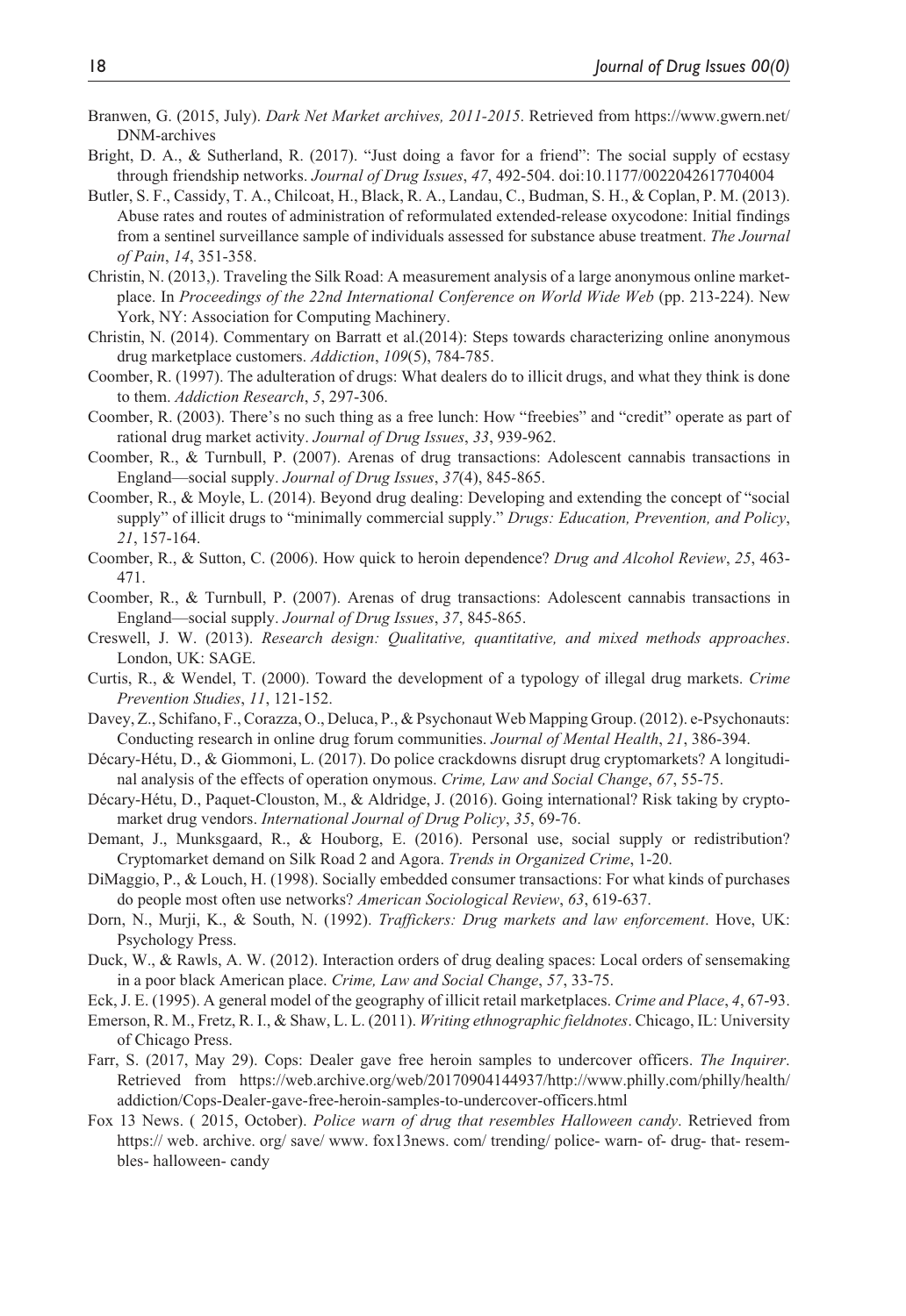Branwen, G. (2015, July). *Dark Net Market archives, 2011-2015*. Retrieved from https://www.gwern.net/DNM-archives

Bright, D. A., & Sutherland, R. (2017). "Just doing a favor for a friend": The social supply of ecstasy through friendship networks. *Journal of Drug Issues*, *47*, 492-504. doi:10.1177/0022042617704004

Butler, S. F., Cassidy, T. A., Chilcoat, H., Black, R. A., Landau, C., Budman, S. H., & Coplan, P. M. (2013). Abuse rates and routes of administration of reformulated extended-release oxycodone: Initial findings from a sentinel surveillance sample of individuals assessed for substance abuse treatment. *The Journal of Pain*, *14*, 351-358.

Christin, N. (2013,). Traveling the Silk Road: A measurement analysis of a large anonymous online marketplace. In *Proceedings of the 22nd International Conference on World Wide Web* (pp. 213-224). New York, NY: Association for Computing Machinery.

Christin, N. (2014). Commentary on Barratt et al.(2014): Steps towards characterizing online anonymous drug marketplace customers. *Addiction*, *109*(5), 784-785.

Coomber, R. (1997). The adulteration of drugs: What dealers do to illicit drugs, and what they think is done to them. *Addiction Research*, *5*, 297-306.

Coomber, R. (2003). There's no such thing as a free lunch: How "freebies" and "credit" operate as part of rational drug market activity. *Journal of Drug Issues*, *33*, 939-962.

Coomber, R., & Turnbull, P. (2007). Arenas of drug transactions: Adolescent cannabis transactions in England—social supply. *Journal of Drug Issues*, *37*(4), 845-865.

Coomber, R., & Moyle, L. (2014). Beyond drug dealing: Developing and extending the concept of "social supply" of illicit drugs to "minimally commercial supply." *Drugs: Education, Prevention, and Policy*, *21*, 157-164.

Coomber, R., & Sutton, C. (2006). How quick to heroin dependence? *Drug and Alcohol Review*, *25*, 463-471.

Coomber, R., & Turnbull, P. (2007). Arenas of drug transactions: Adolescent cannabis transactions in England—social supply. *Journal of Drug Issues*, *37*, 845-865.

Creswell, J. W. (2013). *Research design: Qualitative, quantitative, and mixed methods approaches*. London, UK: SAGE.

Curtis, R., & Wendel, T. (2000). Toward the development of a typology of illegal drug markets. *Crime Prevention Studies*, *11*, 121-152.

Davey, Z., Schifano, F., Corazza, O., Deluca, P., & Psychonaut Web Mapping Group. (2012). e-Psychonauts: Conducting research in online drug forum communities. *Journal of Mental Health*, *21*, 386-394.

Décary-Hétu, D., & Giommoni, L. (2017). Do police crackdowns disrupt drug cryptomarkets? A longitudinal analysis of the effects of operation onymous. *Crime, Law and Social Change*, *67*, 55-75.

Décary-Hétu, D., Paquet-Clouston, M., & Aldridge, J. (2016). Going international? Risk taking by cryptomarket drug vendors. *International Journal of Drug Policy*, *35*, 69-76.

Demant, J., Munksgaard, R., & Houborg, E. (2016). Personal use, social supply or redistribution? Cryptomarket demand on Silk Road 2 and Agora. *Trends in Organized Crime*, 1-20.

DiMaggio, P., & Louch, H. (1998). Socially embedded consumer transactions: For what kinds of purchases do people most often use networks? *American Sociological Review*, *63*, 619-637.

Dorn, N., Murji, K., & South, N. (1992). *Traffickers: Drug markets and law enforcement*. Hove, UK: Psychology Press.

Duck, W., & Rawls, A. W. (2012). Interaction orders of drug dealing spaces: Local orders of sensemaking in a poor black American place. *Crime, Law and Social Change*, *57*, 33-75.

Eck, J. E. (1995). A general model of the geography of illicit retail marketplaces. *Crime and Place*, *4*, 67-93.

Emerson, R. M., Fretz, R. I., & Shaw, L. L. (2011). *Writing ethnographic fieldnotes*. Chicago, IL: University of Chicago Press.

Farr, S. (2017, May 29). Cops: Dealer gave free heroin samples to undercover officers. *The Inquirer*. Retrieved from https://web.archive.org/web/20170904144937/http://www.philly.com/philly/health/addiction/Cops-Dealer-gave-free-heroin-samples-to-undercover-officers.html

Fox 13 News. ( 2015, October). *Police warn of drug that resembles Halloween candy*. Retrieved from https:// web. archive. org/ save/ www. fox13news. com/ trending/ police- warn- of- drug- that- resembles- halloween- candy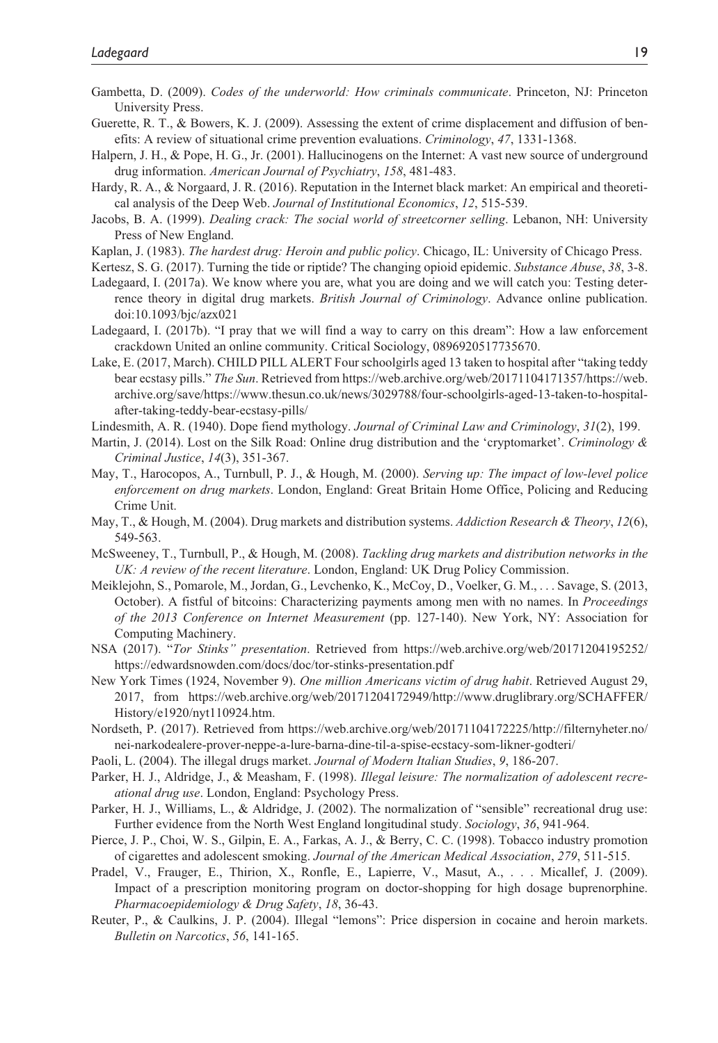Gambetta, D. (2009). *Codes of the underworld: How criminals communicate*. Princeton, NJ: Princeton University Press.

Guerette, R. T., & Bowers, K. J. (2009). Assessing the extent of crime displacement and diffusion of benefits: A review of situational crime prevention evaluations. *Criminology*, *47*, 1331-1368.

Halpern, J. H., & Pope, H. G., Jr. (2001). Hallucinogens on the Internet: A vast new source of underground drug information. *American Journal of Psychiatry*, *158*, 481-483.

Hardy, R. A., & Norgaard, J. R. (2016). Reputation in the Internet black market: An empirical and theoretical analysis of the Deep Web. *Journal of Institutional Economics*, *12*, 515-539.

Jacobs, B. A. (1999). *Dealing crack: The social world of streetcorner selling*. Lebanon, NH: University Press of New England.

Kaplan, J. (1983). *The hardest drug: Heroin and public policy*. Chicago, IL: University of Chicago Press.

Kertesz, S. G. (2017). Turning the tide or riptide? The changing opioid epidemic. *Substance Abuse*, *38*, 3-8.

Ladegaard, I. (2017a). We know where you are, what you are doing and we will catch you: Testing deterrence theory in digital drug markets. *British Journal of Criminology*. Advance online publication. doi:10.1093/bjc/azx021

Ladegaard, I. (2017b). "I pray that we will find a way to carry on this dream": How a law enforcement crackdown United an online community. Critical Sociology, 0896920517735670.

Lake, E. (2017, March). CHILD PILL ALERT Four schoolgirls aged 13 taken to hospital after "taking teddy bear ecstasy pills." *The Sun*. Retrieved from https://web.archive.org/web/20171104171357/https://web.archive.org/save/https://www.thesun.co.uk/news/3029788/four-schoolgirls-aged-13-taken-to-hospital-after-taking-teddy-bear-ecstasy-pills/

Lindesmith, A. R. (1940). Dope fiend mythology. *Journal of Criminal Law and Criminology*, *31*(2), 199.

Martin, J. (2014). Lost on the Silk Road: Online drug distribution and the 'cryptomarket'. *Criminology & Criminal Justice*, *14*(3), 351-367.

May, T., Harocopos, A., Turnbull, P. J., & Hough, M. (2000). *Serving up: The impact of low-level police enforcement on drug markets*. London, England: Great Britain Home Office, Policing and Reducing Crime Unit.

May, T., & Hough, M. (2004). Drug markets and distribution systems. *Addiction Research & Theory*, *12*(6), 549-563.

McSweeney, T., Turnbull, P., & Hough, M. (2008). *Tackling drug markets and distribution networks in the UK: A review of the recent literature*. London, England: UK Drug Policy Commission.

Meiklejohn, S., Pomarole, M., Jordan, G., Levchenko, K., McCoy, D., Voelker, G. M., . . . Savage, S. (2013, October). A fistful of bitcoins: Characterizing payments among men with no names. In *Proceedings of the 2013 Conference on Internet Measurement* (pp. 127-140). New York, NY: Association for Computing Machinery.

NSA (2017). "*Tor Stinks" presentation*. Retrieved from https://web.archive.org/web/20171204195252/https://edwardsnowden.com/docs/doc/tor-stinks-presentation.pdf

New York Times (1924, November 9). *One million Americans victim of drug habit*. Retrieved August 29, 2017, from https://web.archive.org/web/20171204172949/http://www.druglibrary.org/SCHAFFER/History/e1920/nyt110924.htm.

Nordseth, P. (2017). Retrieved from https://web.archive.org/web/20171104172225/http://filternyheter.no/nei-narkodealere-prover-neppe-a-lure-barna-dine-til-a-spise-ecstacy-som-likner-godteri/

Paoli, L. (2004). The illegal drugs market. *Journal of Modern Italian Studies*, *9*, 186-207.

Parker, H. J., Aldridge, J., & Measham, F. (1998). *Illegal leisure: The normalization of adolescent recreational drug use*. London, England: Psychology Press.

Parker, H. J., Williams, L., & Aldridge, J. (2002). The normalization of "sensible" recreational drug use: Further evidence from the North West England longitudinal study. *Sociology*, *36*, 941-964.

Pierce, J. P., Choi, W. S., Gilpin, E. A., Farkas, A. J., & Berry, C. C. (1998). Tobacco industry promotion of cigarettes and adolescent smoking. *Journal of the American Medical Association*, *279*, 511-515.

Pradel, V., Frauger, E., Thirion, X., Ronfle, E., Lapierre, V., Masut, A., . . . Micallef, J. (2009). Impact of a prescription monitoring program on doctor-shopping for high dosage buprenorphine. *Pharmacoepidemiology & Drug Safety*, *18*, 36-43.

Reuter, P., & Caulkins, J. P. (2004). Illegal "lemons": Price dispersion in cocaine and heroin markets. *Bulletin on Narcotics*, *56*, 141-165.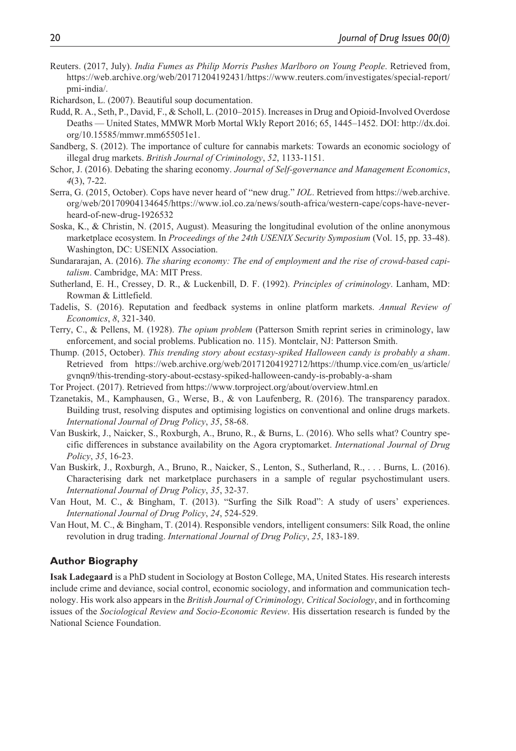Reuters. (2017, July). *India Fumes as Philip Morris Pushes Marlboro on Young People*. Retrieved from, https://web.archive.org/web/20171204192431/https://www.reuters.com/investigates/special-report/pmi-india/.

Richardson, L. (2007). Beautiful soup documentation.

Rudd, R. A., Seth, P., David, F., & Scholl, L. (2010–2015). Increases in Drug and Opioid-Involved Overdose Deaths — United States, MMWR Morb Mortal Wkly Report 2016; 65, 1445–1452. DOI: http://dx.doi.org/10.15585/mmwr.mm655051e1.

Sandberg, S. (2012). The importance of culture for cannabis markets: Towards an economic sociology of illegal drug markets. *British Journal of Criminology*, *52*, 1133-1151.

Schor, J. (2016). Debating the sharing economy. *Journal of Self-governance and Management Economics*, *4*(3), 7-22.

Serra, G. (2015, October). Cops have never heard of "new drug." *IOL*. Retrieved from https://web.archive.org/web/20170904134645/https://www.iol.co.za/news/south-africa/western-cape/cops-have-never-heard-of-new-drug-1926532

Soska, K., & Christin, N. (2015, August). Measuring the longitudinal evolution of the online anonymous marketplace ecosystem. In *Proceedings of the 24th USENIX Security Symposium* (Vol. 15, pp. 33-48). Washington, DC: USENIX Association.

Sundararajan, A. (2016). *The sharing economy: The end of employment and the rise of crowd-based capitalism*. Cambridge, MA: MIT Press.

Sutherland, E. H., Cressey, D. R., & Luckenbill, D. F. (1992). *Principles of criminology*. Lanham, MD: Rowman & Littlefield.

Tadelis, S. (2016). Reputation and feedback systems in online platform markets. *Annual Review of Economics*, *8*, 321-340.

Terry, C., & Pellens, M. (1928). *The opium problem* (Patterson Smith reprint series in criminology, law enforcement, and social problems. Publication no. 115). Montclair, NJ: Patterson Smith.

Thump. (2015, October). *This trending story about ecstasy-spiked Halloween candy is probably a sham*. Retrieved from https://web.archive.org/web/20171204192712/https://thump.vice.com/en_us/article/gvnqn9/this-trending-story-about-ecstasy-spiked-halloween-candy-is-probably-a-sham

Tor Project. (2017). Retrieved from https://www.torproject.org/about/overview.html.en

Tzanetakis, M., Kamphausen, G., Werse, B., & von Laufenberg, R. (2016). The transparency paradox. Building trust, resolving disputes and optimising logistics on conventional and online drugs markets. *International Journal of Drug Policy*, *35*, 58-68.

Van Buskirk, J., Naicker, S., Roxburgh, A., Bruno, R., & Burns, L. (2016). Who sells what? Country specific differences in substance availability on the Agora cryptomarket. *International Journal of Drug Policy*, *35*, 16-23.

Van Buskirk, J., Roxburgh, A., Bruno, R., Naicker, S., Lenton, S., Sutherland, R., . . . Burns, L. (2016). Characterising dark net marketplace purchasers in a sample of regular psychostimulant users. *International Journal of Drug Policy*, *35*, 32-37.

Van Hout, M. C., & Bingham, T. (2013). "Surfing the Silk Road": A study of users' experiences. *International Journal of Drug Policy*, *24*, 524-529.

Van Hout, M. C., & Bingham, T. (2014). Responsible vendors, intelligent consumers: Silk Road, the online revolution in drug trading. *International Journal of Drug Policy*, *25*, 183-189.

### Author Biography

**Isak Ladegaard** is a PhD student in Sociology at Boston College, MA, United States. His research interests include crime and deviance, social control, economic sociology, and information and communication technology. His work also appears in the *British Journal of Criminology, Critical Sociology*, and in forthcoming issues of the *Sociological Review and Socio-Economic Review*. His dissertation research is funded by the National Science Foundation.